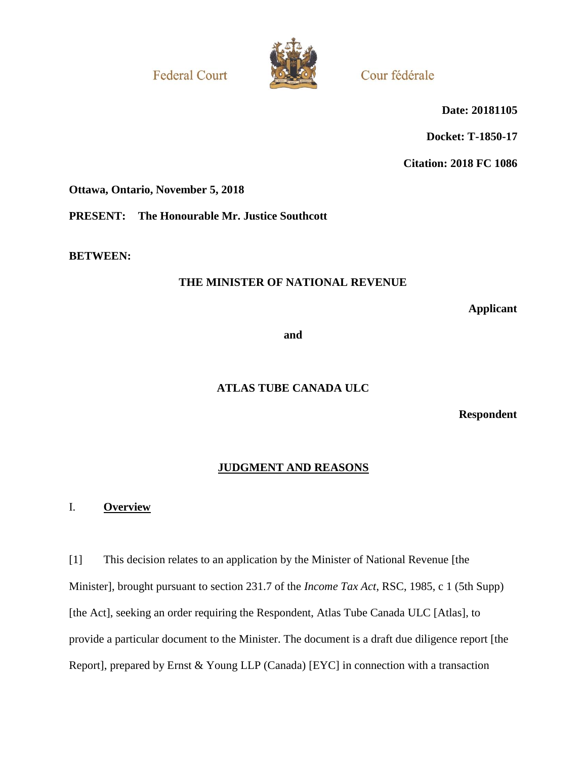Federal Court — Cour fédérale

**Date: 20181105**

**Docket: T-1850-17**

**Citation: 2018 FC 1086**

**Ottawa, Ontario, November 5, 2018**

**PRESENT: The Honourable Mr. Justice Southcott**

**BETWEEN:**

**THE MINISTER OF NATIONAL REVENUE**

**Applicant**

**and**

**ATLAS TUBE CANADA ULC**

**Respondent**

## JUDGMENT AND REASONS

## I. Overview

[1] This decision relates to an application by the Minister of National Revenue [the Minister], brought pursuant to section 231.7 of the *Income Tax Act*, RSC, 1985, c 1 (5th Supp) [the Act], seeking an order requiring the Respondent, Atlas Tube Canada ULC [Atlas], to provide a particular document to the Minister. The document is a draft due diligence report [the Report], prepared by Ernst & Young LLP (Canada) [EYC] in connection with a transaction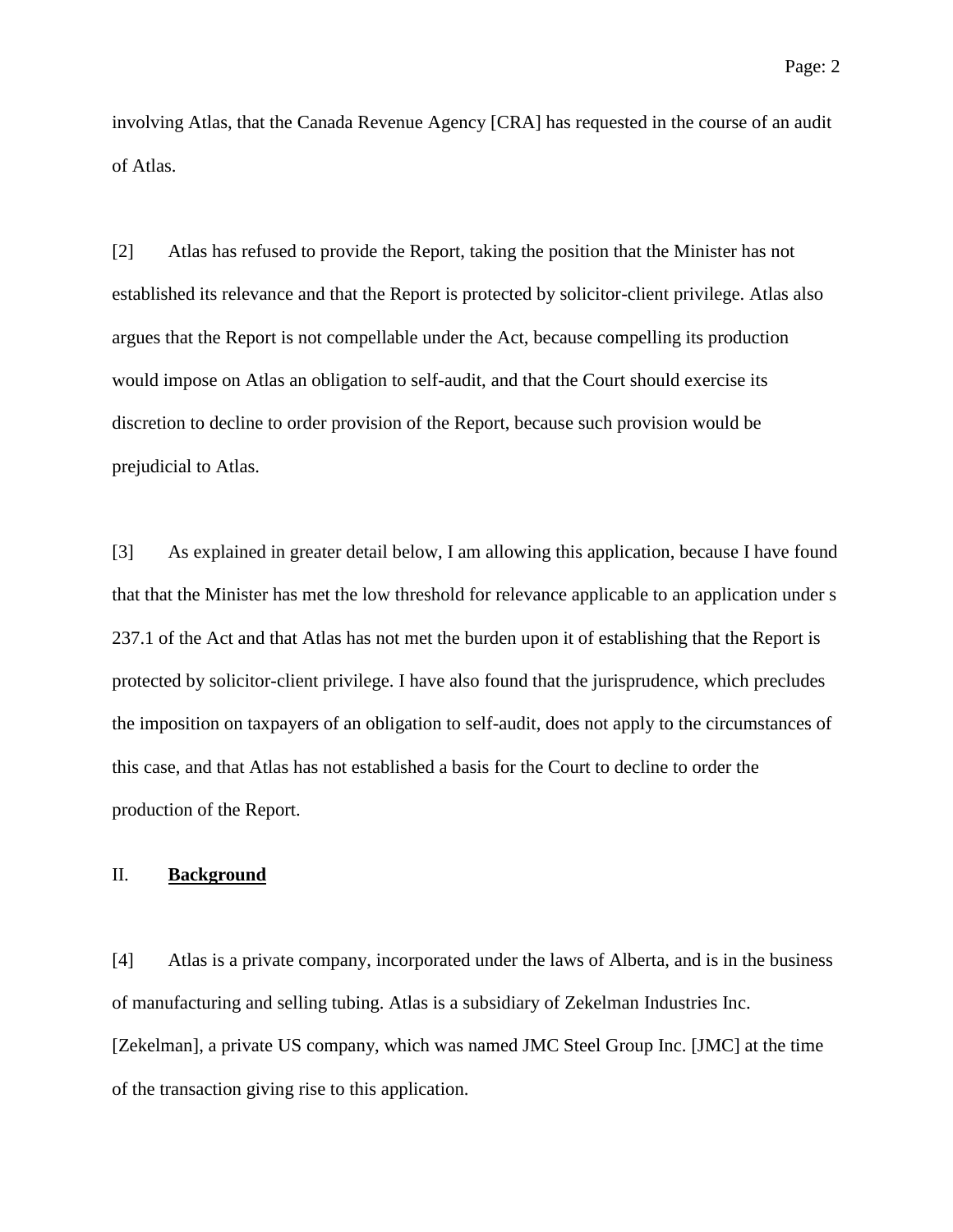involving Atlas, that the Canada Revenue Agency [CRA] has requested in the course of an audit of Atlas.

[2] Atlas has refused to provide the Report, taking the position that the Minister has not established its relevance and that the Report is protected by solicitor-client privilege. Atlas also argues that the Report is not compellable under the Act, because compelling its production would impose on Atlas an obligation to self-audit, and that the Court should exercise its discretion to decline to order provision of the Report, because such provision would be prejudicial to Atlas.

[3] As explained in greater detail below, I am allowing this application, because I have found that that the Minister has met the low threshold for relevance applicable to an application under s 237.1 of the Act and that Atlas has not met the burden upon it of establishing that the Report is protected by solicitor-client privilege. I have also found that the jurisprudence, which precludes the imposition on taxpayers of an obligation to self-audit, does not apply to the circumstances of this case, and that Atlas has not established a basis for the Court to decline to order the production of the Report.

## II. **Background**

[4] Atlas is a private company, incorporated under the laws of Alberta, and is in the business of manufacturing and selling tubing. Atlas is a subsidiary of Zekelman Industries Inc. [Zekelman], a private US company, which was named JMC Steel Group Inc. [JMC] at the time of the transaction giving rise to this application.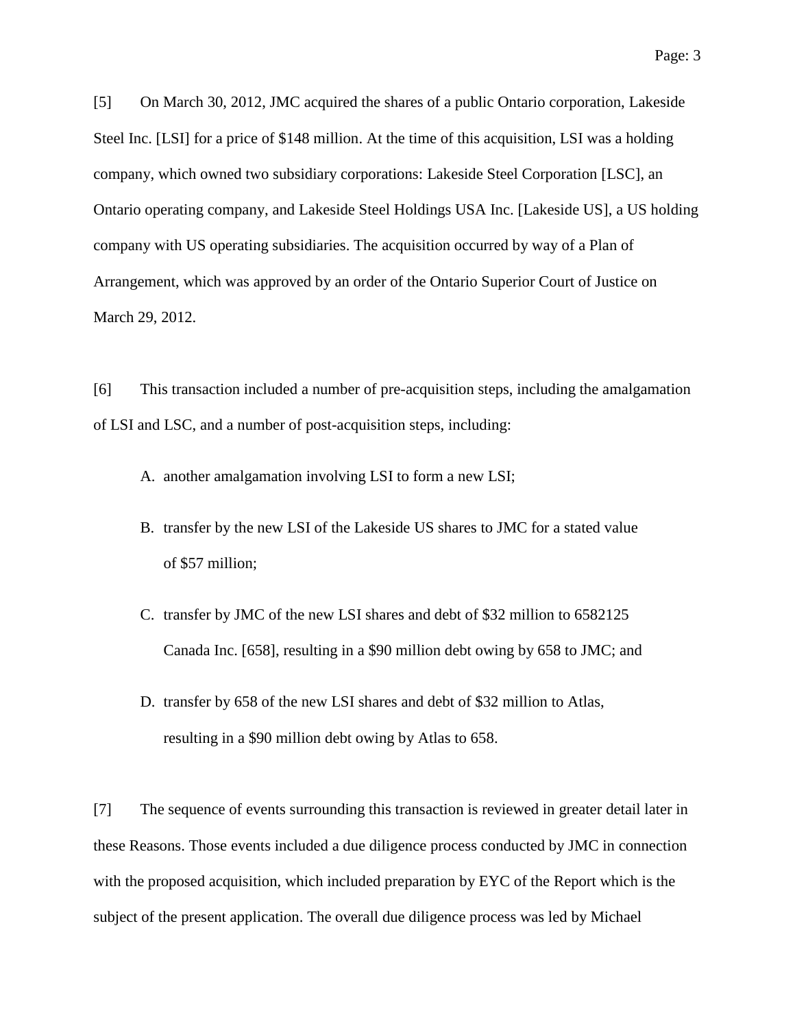[5] On March 30, 2012, JMC acquired the shares of a public Ontario corporation, Lakeside Steel Inc. [LSI] for a price of $148 million. At the time of this acquisition, LSI was a holding company, which owned two subsidiary corporations: Lakeside Steel Corporation [LSC], an Ontario operating company, and Lakeside Steel Holdings USA Inc. [Lakeside US], a US holding company with US operating subsidiaries. The acquisition occurred by way of a Plan of Arrangement, which was approved by an order of the Ontario Superior Court of Justice on March 29, 2012.

[6] This transaction included a number of pre-acquisition steps, including the amalgamation of LSI and LSC, and a number of post-acquisition steps, including:

A. another amalgamation involving LSI to form a new LSI;

B. transfer by the new LSI of the Lakeside US shares to JMC for a stated value of $57 million;

C. transfer by JMC of the new LSI shares and debt of $32 million to 6582125 Canada Inc. [658], resulting in a $90 million debt owing by 658 to JMC; and

D. transfer by 658 of the new LSI shares and debt of $32 million to Atlas, resulting in a $90 million debt owing by Atlas to 658.

[7] The sequence of events surrounding this transaction is reviewed in greater detail later in these Reasons. Those events included a due diligence process conducted by JMC in connection with the proposed acquisition, which included preparation by EYC of the Report which is the subject of the present application. The overall due diligence process was led by Michael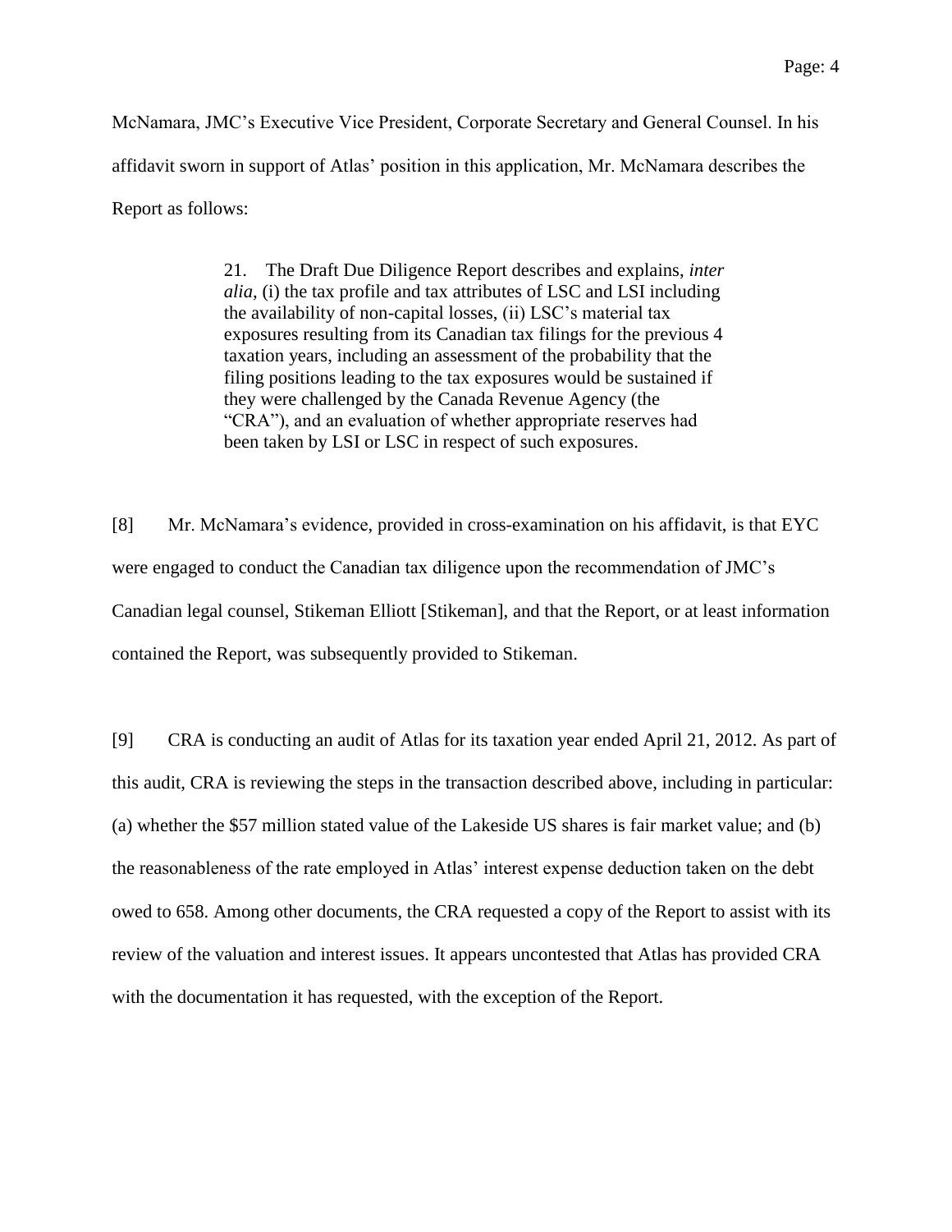McNamara, JMC's Executive Vice President, Corporate Secretary and General Counsel. In his affidavit sworn in support of Atlas' position in this application, Mr. McNamara describes the Report as follows:

> 21. The Draft Due Diligence Report describes and explains, *inter alia*, (i) the tax profile and tax attributes of LSC and LSI including the availability of non-capital losses, (ii) LSC's material tax exposures resulting from its Canadian tax filings for the previous 4 taxation years, including an assessment of the probability that the filing positions leading to the tax exposures would be sustained if they were challenged by the Canada Revenue Agency (the "CRA"), and an evaluation of whether appropriate reserves had been taken by LSI or LSC in respect of such exposures.

[8] Mr. McNamara's evidence, provided in cross-examination on his affidavit, is that EYC were engaged to conduct the Canadian tax diligence upon the recommendation of JMC's Canadian legal counsel, Stikeman Elliott [Stikeman], and that the Report, or at least information contained the Report, was subsequently provided to Stikeman.

[9] CRA is conducting an audit of Atlas for its taxation year ended April 21, 2012. As part of this audit, CRA is reviewing the steps in the transaction described above, including in particular: (a) whether the $57 million stated value of the Lakeside US shares is fair market value; and (b) the reasonableness of the rate employed in Atlas' interest expense deduction taken on the debt owed to 658. Among other documents, the CRA requested a copy of the Report to assist with its review of the valuation and interest issues. It appears uncontested that Atlas has provided CRA with the documentation it has requested, with the exception of the Report.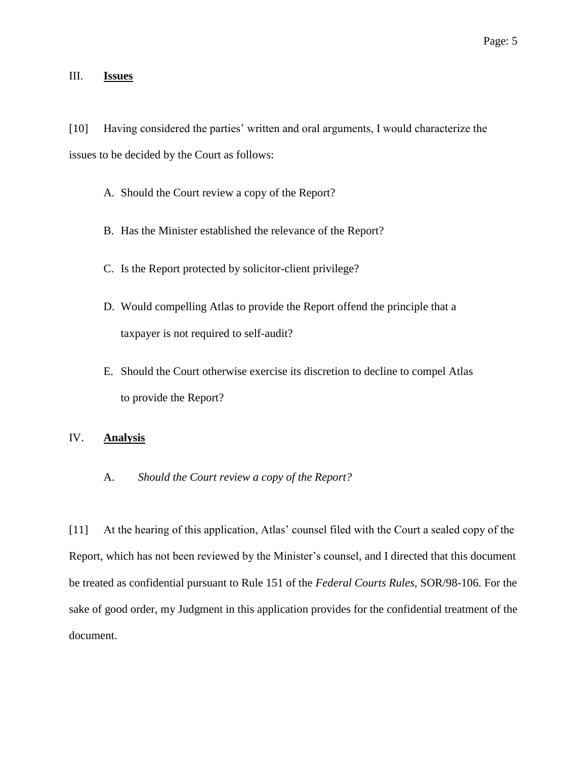## III. **Issues**

[10] Having considered the parties' written and oral arguments, I would characterize the issues to be decided by the Court as follows:

A. Should the Court review a copy of the Report?

B. Has the Minister established the relevance of the Report?

C. Is the Report protected by solicitor-client privilege?

D. Would compelling Atlas to provide the Report offend the principle that a taxpayer is not required to self-audit?

E. Should the Court otherwise exercise its discretion to decline to compel Atlas to provide the Report?

## IV. **Analysis**

### A. *Should the Court review a copy of the Report?*

[11] At the hearing of this application, Atlas' counsel filed with the Court a sealed copy of the Report, which has not been reviewed by the Minister's counsel, and I directed that this document be treated as confidential pursuant to Rule 151 of the *Federal Courts Rules*, SOR/98-106. For the sake of good order, my Judgment in this application provides for the confidential treatment of the document.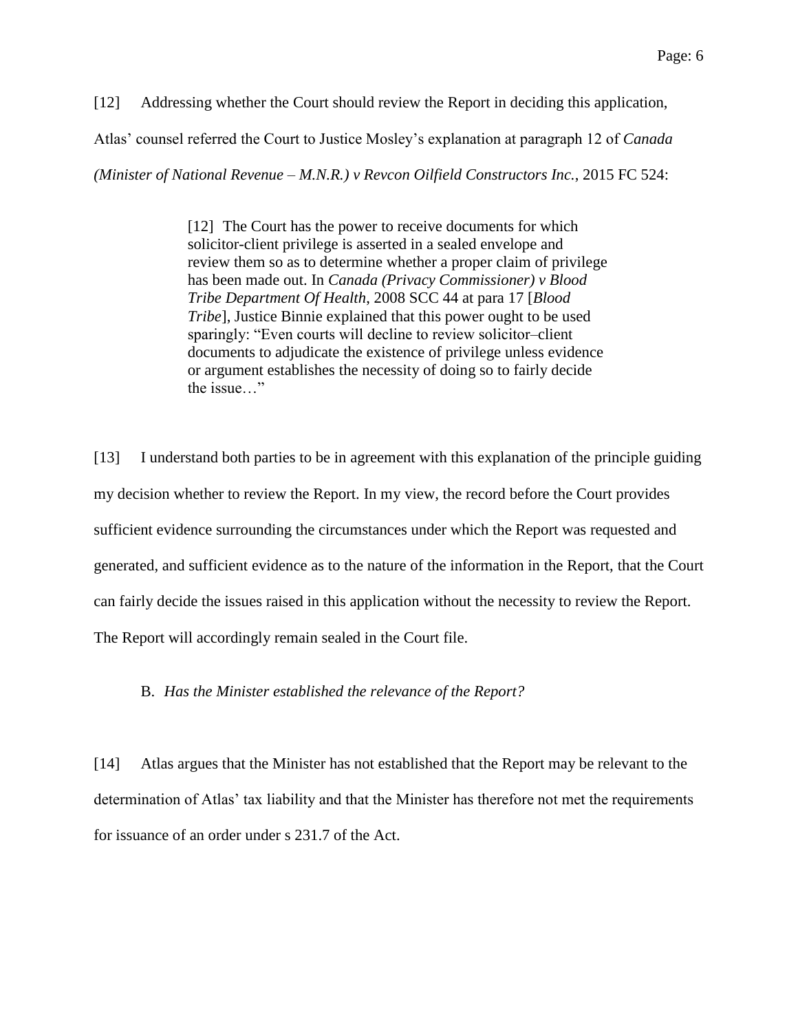[12] Addressing whether the Court should review the Report in deciding this application, Atlas' counsel referred the Court to Justice Mosley's explanation at paragraph 12 of *Canada (Minister of National Revenue – M.N.R.) v Revcon Oilfield Constructors Inc.*, 2015 FC 524:

> [12] The Court has the power to receive documents for which solicitor-client privilege is asserted in a sealed envelope and review them so as to determine whether a proper claim of privilege has been made out. In *Canada (Privacy Commissioner) v Blood Tribe Department Of Health*, 2008 SCC 44 at para 17 [*Blood Tribe*], Justice Binnie explained that this power ought to be used sparingly: "Even courts will decline to review solicitor–client documents to adjudicate the existence of privilege unless evidence or argument establishes the necessity of doing so to fairly decide the issue…"

[13] I understand both parties to be in agreement with this explanation of the principle guiding my decision whether to review the Report. In my view, the record before the Court provides sufficient evidence surrounding the circumstances under which the Report was requested and generated, and sufficient evidence as to the nature of the information in the Report, that the Court can fairly decide the issues raised in this application without the necessity to review the Report. The Report will accordingly remain sealed in the Court file.

### B. *Has the Minister established the relevance of the Report?*

[14] Atlas argues that the Minister has not established that the Report may be relevant to the determination of Atlas' tax liability and that the Minister has therefore not met the requirements for issuance of an order under s 231.7 of the Act.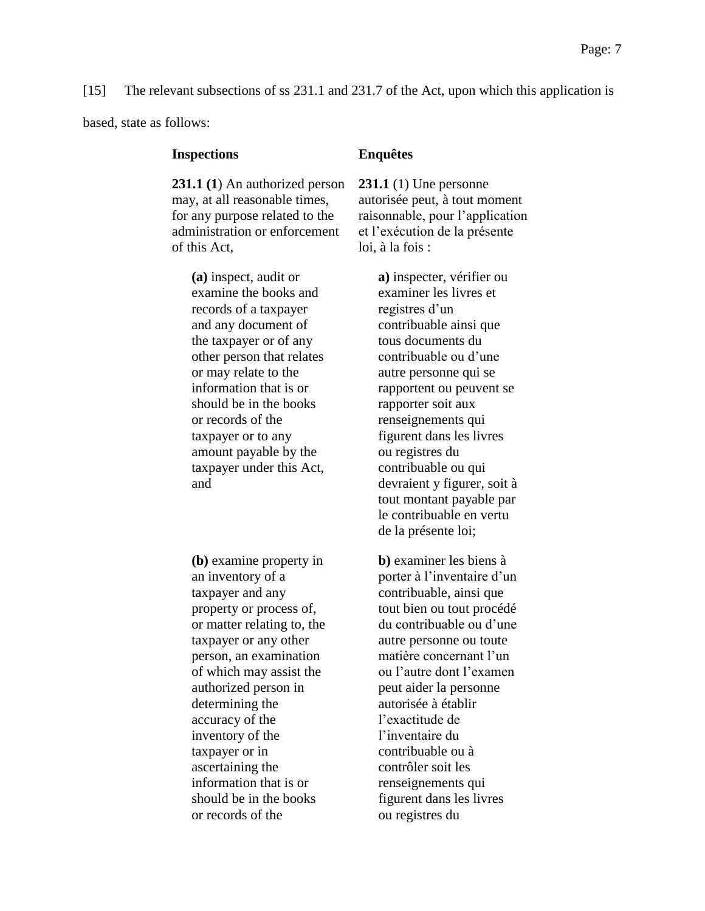[15] The relevant subsections of ss 231.1 and 231.7 of the Act, upon which this application is based, state as follows:

| **Inspections** | **Enquêtes** |
|---|---|
| **231.1 (1)** An authorized person may, at all reasonable times, for any purpose related to the administration or enforcement of this Act, | **231.1** (1) Une personne autorisée peut, à tout moment raisonnable, pour l'application et l'exécution de la présente loi, à la fois : |
| **(a)** inspect, audit or examine the books and records of a taxpayer and any document of the taxpayer or of any other person that relates or may relate to the information that is or should be in the books or records of the taxpayer or to any amount payable by the taxpayer under this Act, and | **a)** inspecter, vérifier ou examiner les livres et registres d'un contribuable ainsi que tous documents du contribuable ou d'une autre personne qui se rapportent ou peuvent se rapporter soit aux renseignements qui figurent dans les livres ou registres du contribuable ou qui devraient y figurer, soit à tout montant payable par le contribuable en vertu de la présente loi; |
| **(b)** examine property in an inventory of a taxpayer and any property or process of, or matter relating to, the taxpayer or any other person, an examination of which may assist the authorized person in determining the accuracy of the inventory of the taxpayer or in ascertaining the information that is or should be in the books or records of the | **b)** examiner les biens à porter à l'inventaire d'un contribuable, ainsi que tout bien ou tout procédé du contribuable ou d'une autre personne ou toute matière concernant l'un ou l'autre dont l'examen peut aider la personne autorisée à établir l'exactitude de l'inventaire du contribuable ou à contrôler soit les renseignements qui figurent dans les livres ou registres du |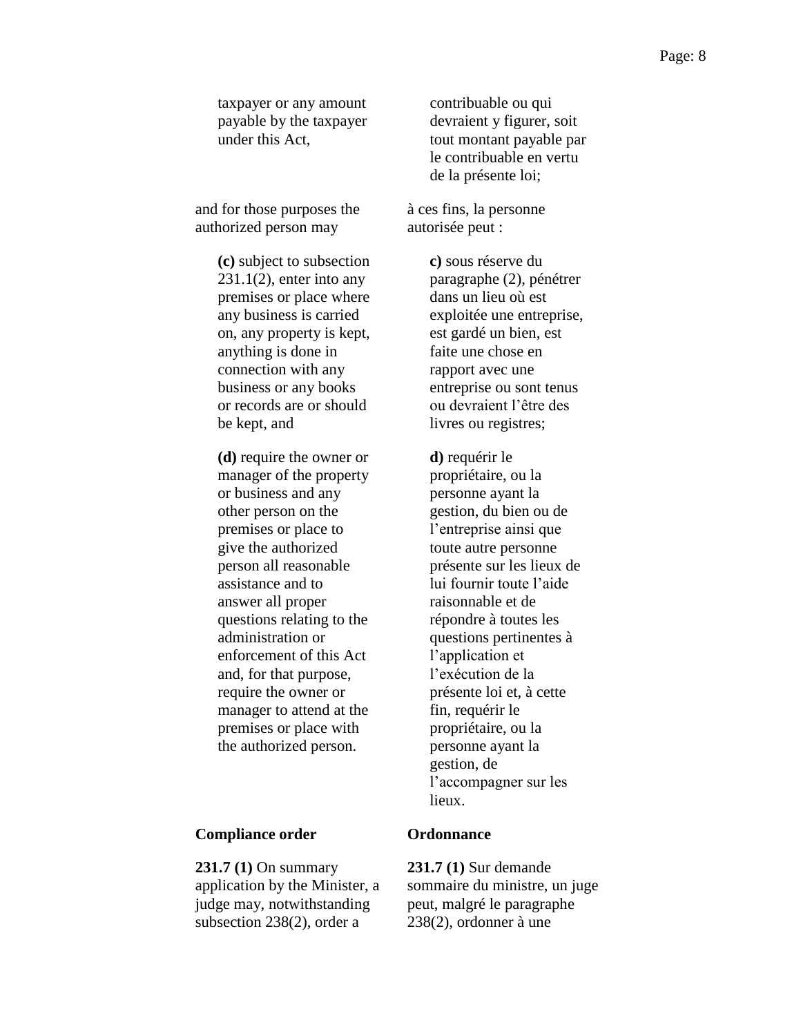taxpayer or any amount payable by the taxpayer under this Act,

contribuable ou qui devraient y figurer, soit tout montant payable par le contribuable en vertu de la présente loi;

and for those purposes the authorized person may

à ces fins, la personne autorisée peut :

**(c)** subject to subsection 231.1(2), enter into any premises or place where any business is carried on, any property is kept, anything is done in connection with any business or any books or records are or should be kept, and

**c)** sous réserve du paragraphe (2), pénétrer dans un lieu où est exploitée une entreprise, est gardé un bien, est faite une chose en rapport avec une entreprise ou sont tenus ou devraient l'être des livres ou registres;

**(d)** require the owner or manager of the property or business and any other person on the premises or place to give the authorized person all reasonable assistance and to answer all proper questions relating to the administration or enforcement of this Act and, for that purpose, require the owner or manager to attend at the premises or place with the authorized person.

**d)** requérir le propriétaire, ou la personne ayant la gestion, du bien ou de l'entreprise ainsi que toute autre personne présente sur les lieux de lui fournir toute l'aide raisonnable et de répondre à toutes les questions pertinentes à l'application et l'exécution de la présente loi et, à cette fin, requérir le propriétaire, ou la personne ayant la gestion, de l'accompagner sur les lieux.

**Compliance order**

**Ordonnance**

**231.7 (1)** On summary application by the Minister, a judge may, notwithstanding subsection 238(2), order a

**231.7 (1)** Sur demande sommaire du ministre, un juge peut, malgré le paragraphe 238(2), ordonner à une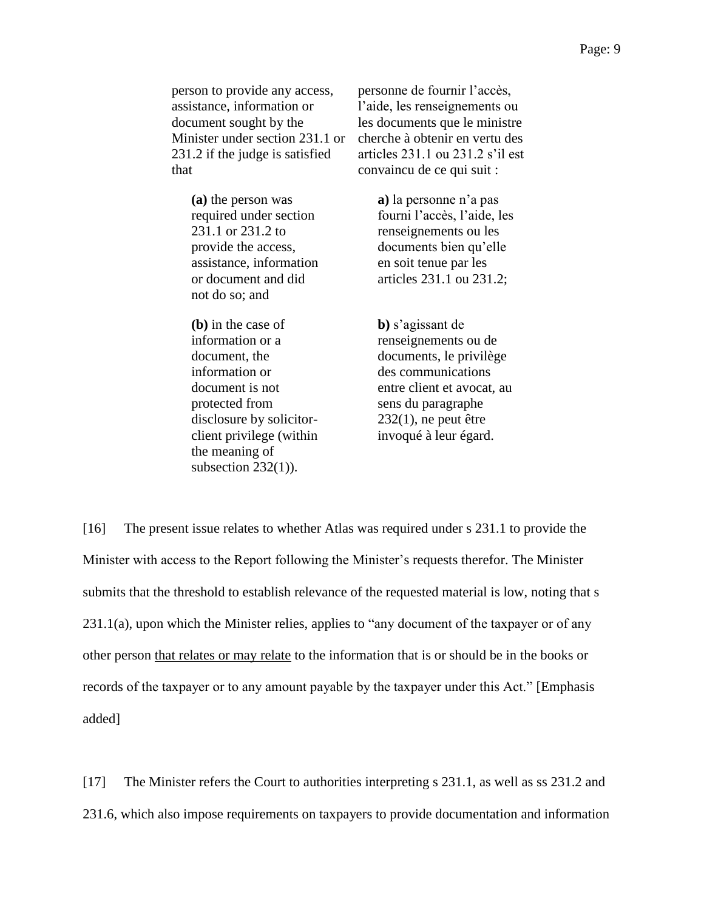| | |
|---|---|
| person to provide any access, assistance, information or document sought by the Minister under section 231.1 or 231.2 if the judge is satisfied that | personne de fournir l'accès, l'aide, les renseignements ou les documents que le ministre cherche à obtenir en vertu des articles 231.1 ou 231.2 s'il est convaincu de ce qui suit : |
| **(a)** the person was required under section 231.1 or 231.2 to provide the access, assistance, information or document and did not do so; and | **a)** la personne n'a pas fourni l'accès, l'aide, les renseignements ou les documents bien qu'elle en soit tenue par les articles 231.1 ou 231.2; |
| **(b)** in the case of information or a document, the information or document is not protected from disclosure by solicitor-client privilege (within the meaning of subsection 232(1)). | **b)** s'agissant de renseignements ou de documents, le privilège des communications entre client et avocat, au sens du paragraphe 232(1), ne peut être invoqué à leur égard. |

[16] The present issue relates to whether Atlas was required under s 231.1 to provide the Minister with access to the Report following the Minister's requests therefor. The Minister submits that the threshold to establish relevance of the requested material is low, noting that s 231.1(a), upon which the Minister relies, applies to "any document of the taxpayer or of any other person <u>that relates or may relate</u> to the information that is or should be in the books or records of the taxpayer or to any amount payable by the taxpayer under this Act." [Emphasis added]

[17] The Minister refers the Court to authorities interpreting s 231.1, as well as ss 231.2 and 231.6, which also impose requirements on taxpayers to provide documentation and information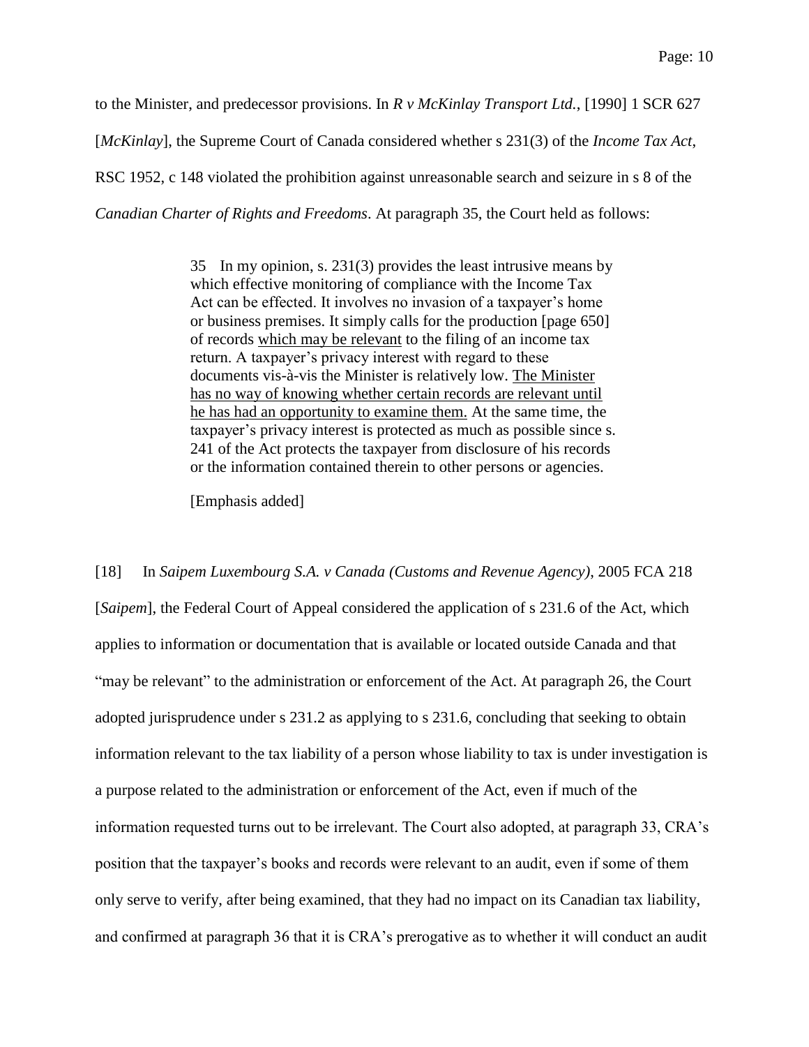to the Minister, and predecessor provisions. In *R v McKinlay Transport Ltd.*, [1990] 1 SCR 627 [*McKinlay*], the Supreme Court of Canada considered whether s 231(3) of the *Income Tax Act*, RSC 1952, c 148 violated the prohibition against unreasonable search and seizure in s 8 of the *Canadian Charter of Rights and Freedoms*. At paragraph 35, the Court held as follows:

> 35 In my opinion, s. 231(3) provides the least intrusive means by which effective monitoring of compliance with the Income Tax Act can be effected. It involves no invasion of a taxpayer's home or business premises. It simply calls for the production [page 650] of records <u>which may be relevant</u> to the filing of an income tax return. A taxpayer's privacy interest with regard to these documents vis-à-vis the Minister is relatively low. <u>The Minister has no way of knowing whether certain records are relevant until he has had an opportunity to examine them.</u> At the same time, the taxpayer's privacy interest is protected as much as possible since s. 241 of the Act protects the taxpayer from disclosure of his records or the information contained therein to other persons or agencies.
>
> [Emphasis added]

[18] In *Saipem Luxembourg S.A. v Canada (Customs and Revenue Agency)*, 2005 FCA 218 [*Saipem*], the Federal Court of Appeal considered the application of s 231.6 of the Act, which applies to information or documentation that is available or located outside Canada and that "may be relevant" to the administration or enforcement of the Act. At paragraph 26, the Court adopted jurisprudence under s 231.2 as applying to s 231.6, concluding that seeking to obtain information relevant to the tax liability of a person whose liability to tax is under investigation is a purpose related to the administration or enforcement of the Act, even if much of the information requested turns out to be irrelevant. The Court also adopted, at paragraph 33, CRA's position that the taxpayer's books and records were relevant to an audit, even if some of them only serve to verify, after being examined, that they had no impact on its Canadian tax liability, and confirmed at paragraph 36 that it is CRA's prerogative as to whether it will conduct an audit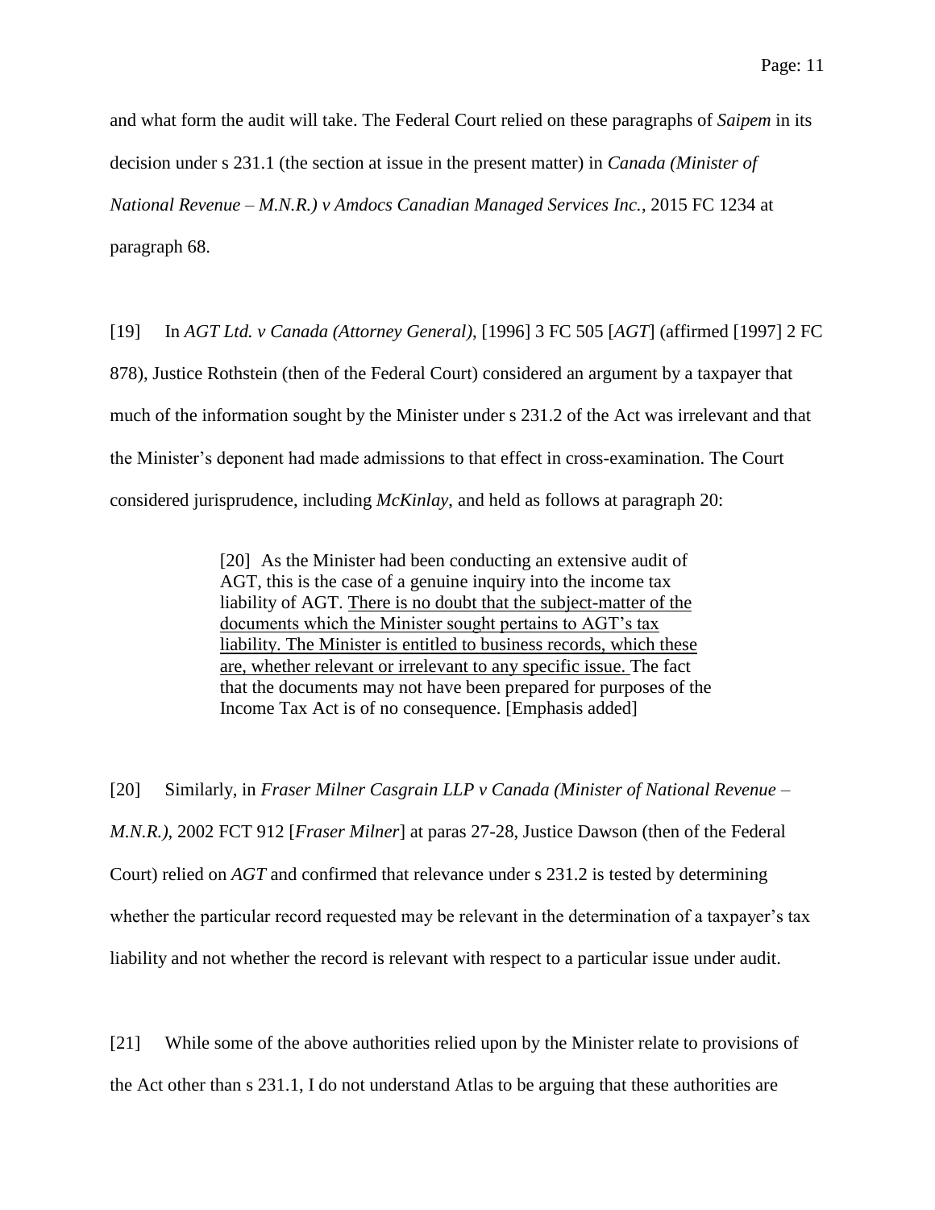and what form the audit will take. The Federal Court relied on these paragraphs of *Saipem* in its decision under s 231.1 (the section at issue in the present matter) in *Canada (Minister of National Revenue – M.N.R.) v Amdocs Canadian Managed Services Inc.*, 2015 FC 1234 at paragraph 68.

[19] In *AGT Ltd. v Canada (Attorney General)*, [1996] 3 FC 505 [*AGT*] (affirmed [1997] 2 FC 878), Justice Rothstein (then of the Federal Court) considered an argument by a taxpayer that much of the information sought by the Minister under s 231.2 of the Act was irrelevant and that the Minister's deponent had made admissions to that effect in cross-examination. The Court considered jurisprudence, including *McKinlay*, and held as follows at paragraph 20:

> [20] As the Minister had been conducting an extensive audit of AGT, this is the case of a genuine inquiry into the income tax liability of AGT. <u>There is no doubt that the subject-matter of the documents which the Minister sought pertains to AGT's tax liability. The Minister is entitled to business records, which these are, whether relevant or irrelevant to any specific issue.</u> The fact that the documents may not have been prepared for purposes of the Income Tax Act is of no consequence. [Emphasis added]

[20] Similarly, in *Fraser Milner Casgrain LLP v Canada (Minister of National Revenue – M.N.R.)*, 2002 FCT 912 [*Fraser Milner*] at paras 27-28, Justice Dawson (then of the Federal Court) relied on *AGT* and confirmed that relevance under s 231.2 is tested by determining whether the particular record requested may be relevant in the determination of a taxpayer's tax liability and not whether the record is relevant with respect to a particular issue under audit.

[21] While some of the above authorities relied upon by the Minister relate to provisions of the Act other than s 231.1, I do not understand Atlas to be arguing that these authorities are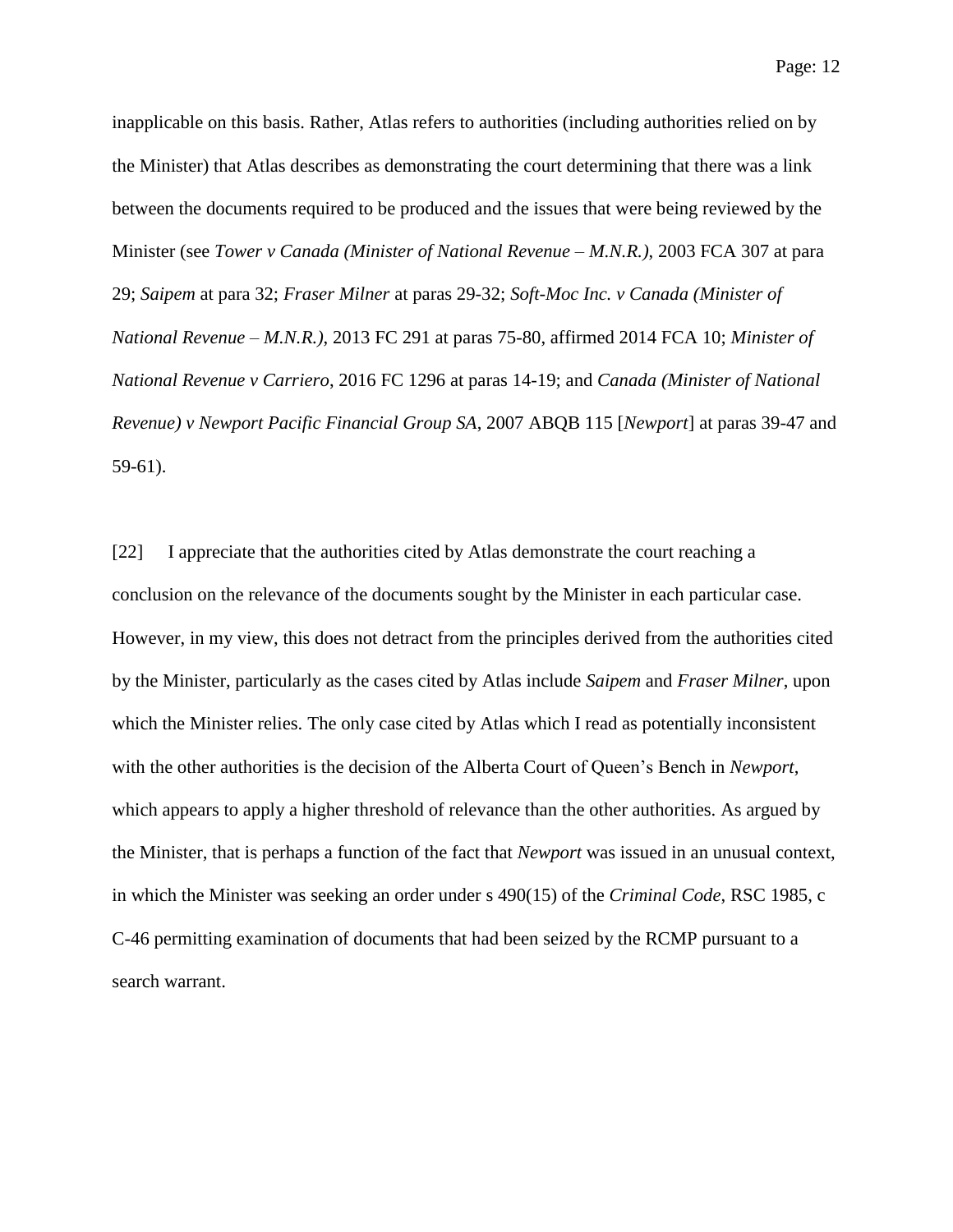inapplicable on this basis. Rather, Atlas refers to authorities (including authorities relied on by the Minister) that Atlas describes as demonstrating the court determining that there was a link between the documents required to be produced and the issues that were being reviewed by the Minister (see *Tower v Canada (Minister of National Revenue – M.N.R.)*, 2003 FCA 307 at para 29; *Saipem* at para 32; *Fraser Milner* at paras 29-32; *Soft-Moc Inc. v Canada (Minister of National Revenue – M.N.R.)*, 2013 FC 291 at paras 75-80, affirmed 2014 FCA 10; *Minister of National Revenue v Carriero*, 2016 FC 1296 at paras 14-19; and *Canada (Minister of National Revenue) v Newport Pacific Financial Group SA*, 2007 ABQB 115 [*Newport*] at paras 39-47 and 59-61).

[22] I appreciate that the authorities cited by Atlas demonstrate the court reaching a conclusion on the relevance of the documents sought by the Minister in each particular case. However, in my view, this does not detract from the principles derived from the authorities cited by the Minister, particularly as the cases cited by Atlas include *Saipem* and *Fraser Milner*, upon which the Minister relies. The only case cited by Atlas which I read as potentially inconsistent with the other authorities is the decision of the Alberta Court of Queen's Bench in *Newport*, which appears to apply a higher threshold of relevance than the other authorities. As argued by the Minister, that is perhaps a function of the fact that *Newport* was issued in an unusual context, in which the Minister was seeking an order under s 490(15) of the *Criminal Code*, RSC 1985, c C-46 permitting examination of documents that had been seized by the RCMP pursuant to a search warrant.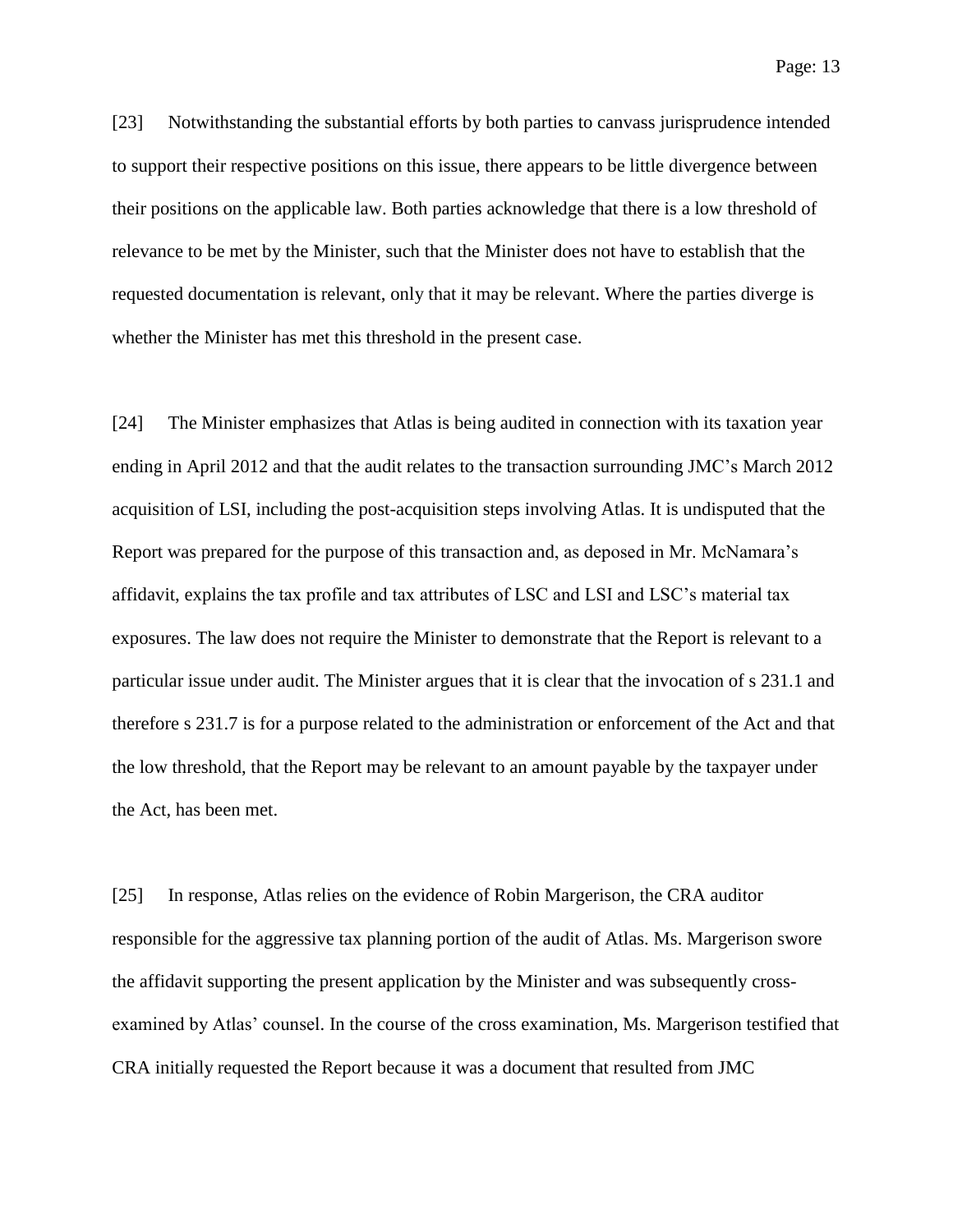[23] Notwithstanding the substantial efforts by both parties to canvass jurisprudence intended to support their respective positions on this issue, there appears to be little divergence between their positions on the applicable law. Both parties acknowledge that there is a low threshold of relevance to be met by the Minister, such that the Minister does not have to establish that the requested documentation is relevant, only that it may be relevant. Where the parties diverge is whether the Minister has met this threshold in the present case.

[24] The Minister emphasizes that Atlas is being audited in connection with its taxation year ending in April 2012 and that the audit relates to the transaction surrounding JMC's March 2012 acquisition of LSI, including the post-acquisition steps involving Atlas. It is undisputed that the Report was prepared for the purpose of this transaction and, as deposed in Mr. McNamara's affidavit, explains the tax profile and tax attributes of LSC and LSI and LSC's material tax exposures. The law does not require the Minister to demonstrate that the Report is relevant to a particular issue under audit. The Minister argues that it is clear that the invocation of s 231.1 and therefore s 231.7 is for a purpose related to the administration or enforcement of the Act and that the low threshold, that the Report may be relevant to an amount payable by the taxpayer under the Act, has been met.

[25] In response, Atlas relies on the evidence of Robin Margerison, the CRA auditor responsible for the aggressive tax planning portion of the audit of Atlas. Ms. Margerison swore the affidavit supporting the present application by the Minister and was subsequently cross-examined by Atlas' counsel. In the course of the cross examination, Ms. Margerison testified that CRA initially requested the Report because it was a document that resulted from JMC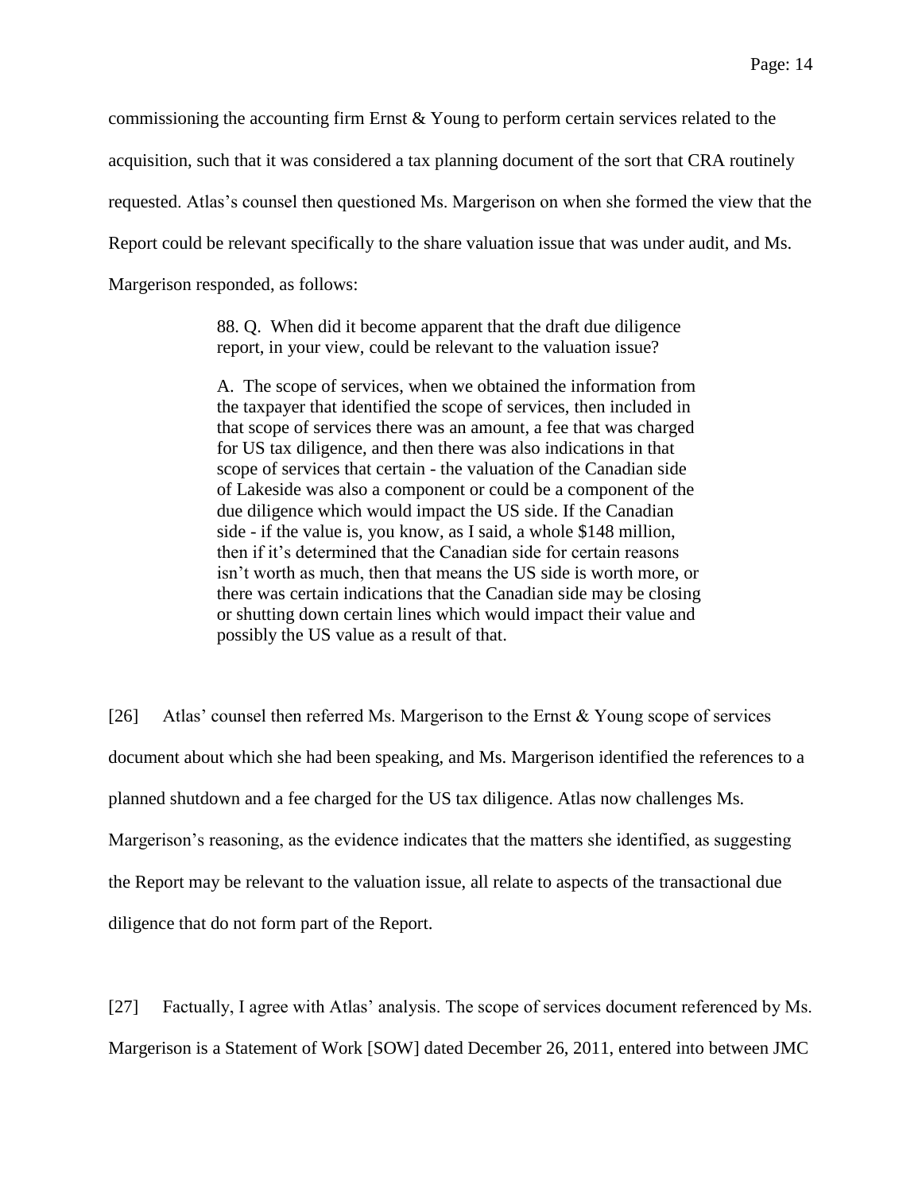commissioning the accounting firm Ernst & Young to perform certain services related to the acquisition, such that it was considered a tax planning document of the sort that CRA routinely requested. Atlas's counsel then questioned Ms. Margerison on when she formed the view that the Report could be relevant specifically to the share valuation issue that was under audit, and Ms. Margerison responded, as follows:

> 88. Q. When did it become apparent that the draft due diligence report, in your view, could be relevant to the valuation issue?
>
> A. The scope of services, when we obtained the information from the taxpayer that identified the scope of services, then included in that scope of services there was an amount, a fee that was charged for US tax diligence, and then there was also indications in that scope of services that certain - the valuation of the Canadian side of Lakeside was also a component or could be a component of the due diligence which would impact the US side. If the Canadian side - if the value is, you know, as I said, a whole $148 million, then if it's determined that the Canadian side for certain reasons isn't worth as much, then that means the US side is worth more, or there was certain indications that the Canadian side may be closing or shutting down certain lines which would impact their value and possibly the US value as a result of that.

[26] Atlas' counsel then referred Ms. Margerison to the Ernst & Young scope of services document about which she had been speaking, and Ms. Margerison identified the references to a planned shutdown and a fee charged for the US tax diligence. Atlas now challenges Ms. Margerison's reasoning, as the evidence indicates that the matters she identified, as suggesting the Report may be relevant to the valuation issue, all relate to aspects of the transactional due diligence that do not form part of the Report.

[27] Factually, I agree with Atlas' analysis. The scope of services document referenced by Ms. Margerison is a Statement of Work [SOW] dated December 26, 2011, entered into between JMC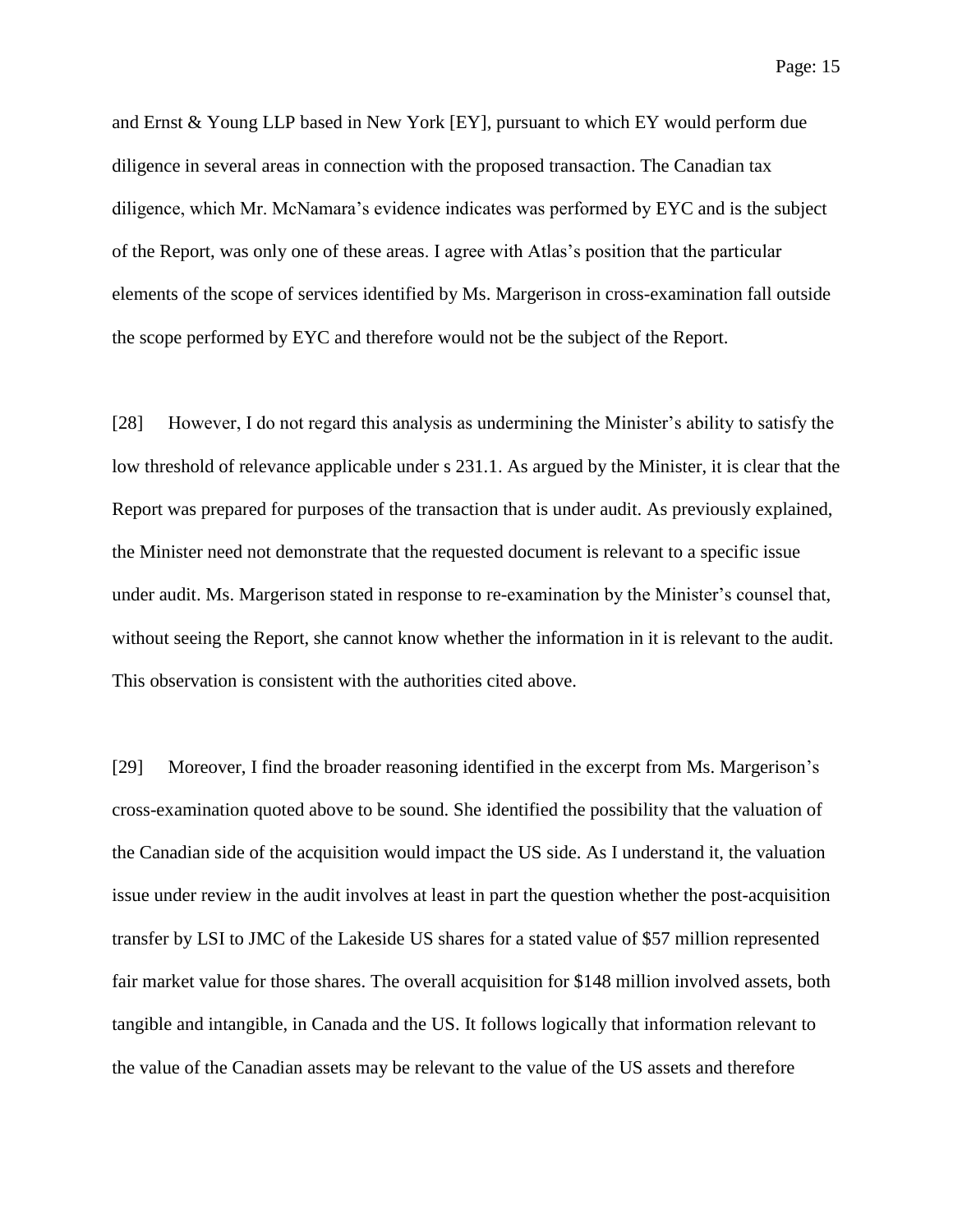and Ernst & Young LLP based in New York [EY], pursuant to which EY would perform due diligence in several areas in connection with the proposed transaction. The Canadian tax diligence, which Mr. McNamara's evidence indicates was performed by EYC and is the subject of the Report, was only one of these areas. I agree with Atlas's position that the particular elements of the scope of services identified by Ms. Margerison in cross-examination fall outside the scope performed by EYC and therefore would not be the subject of the Report.

[28] However, I do not regard this analysis as undermining the Minister's ability to satisfy the low threshold of relevance applicable under s 231.1. As argued by the Minister, it is clear that the Report was prepared for purposes of the transaction that is under audit. As previously explained, the Minister need not demonstrate that the requested document is relevant to a specific issue under audit. Ms. Margerison stated in response to re-examination by the Minister's counsel that, without seeing the Report, she cannot know whether the information in it is relevant to the audit. This observation is consistent with the authorities cited above.

[29] Moreover, I find the broader reasoning identified in the excerpt from Ms. Margerison's cross-examination quoted above to be sound. She identified the possibility that the valuation of the Canadian side of the acquisition would impact the US side. As I understand it, the valuation issue under review in the audit involves at least in part the question whether the post-acquisition transfer by LSI to JMC of the Lakeside US shares for a stated value of $57 million represented fair market value for those shares. The overall acquisition for $148 million involved assets, both tangible and intangible, in Canada and the US. It follows logically that information relevant to the value of the Canadian assets may be relevant to the value of the US assets and therefore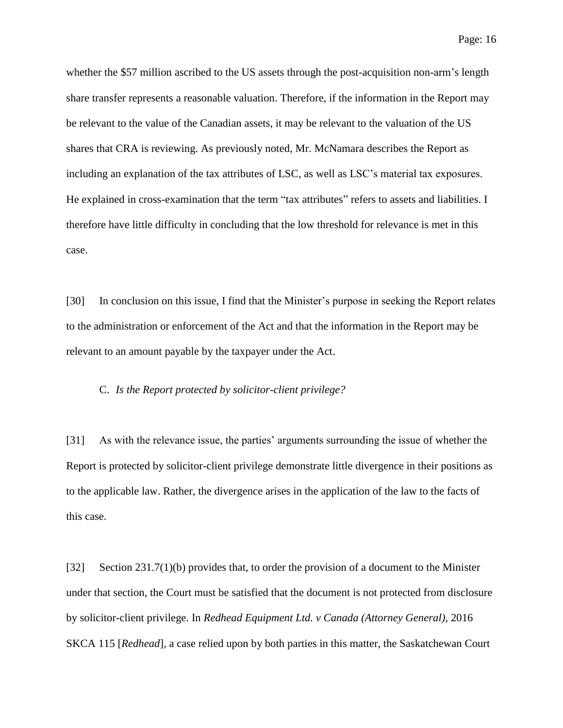whether the $57 million ascribed to the US assets through the post-acquisition non-arm's length share transfer represents a reasonable valuation. Therefore, if the information in the Report may be relevant to the value of the Canadian assets, it may be relevant to the valuation of the US shares that CRA is reviewing. As previously noted, Mr. McNamara describes the Report as including an explanation of the tax attributes of LSC, as well as LSC's material tax exposures. He explained in cross-examination that the term "tax attributes" refers to assets and liabilities. I therefore have little difficulty in concluding that the low threshold for relevance is met in this case.

[30] In conclusion on this issue, I find that the Minister's purpose in seeking the Report relates to the administration or enforcement of the Act and that the information in the Report may be relevant to an amount payable by the taxpayer under the Act.

### C. *Is the Report protected by solicitor-client privilege?*

[31] As with the relevance issue, the parties' arguments surrounding the issue of whether the Report is protected by solicitor-client privilege demonstrate little divergence in their positions as to the applicable law. Rather, the divergence arises in the application of the law to the facts of this case.

[32] Section 231.7(1)(b) provides that, to order the provision of a document to the Minister under that section, the Court must be satisfied that the document is not protected from disclosure by solicitor-client privilege. In *Redhead Equipment Ltd. v Canada (Attorney General)*, 2016 SKCA 115 [*Redhead*], a case relied upon by both parties in this matter, the Saskatchewan Court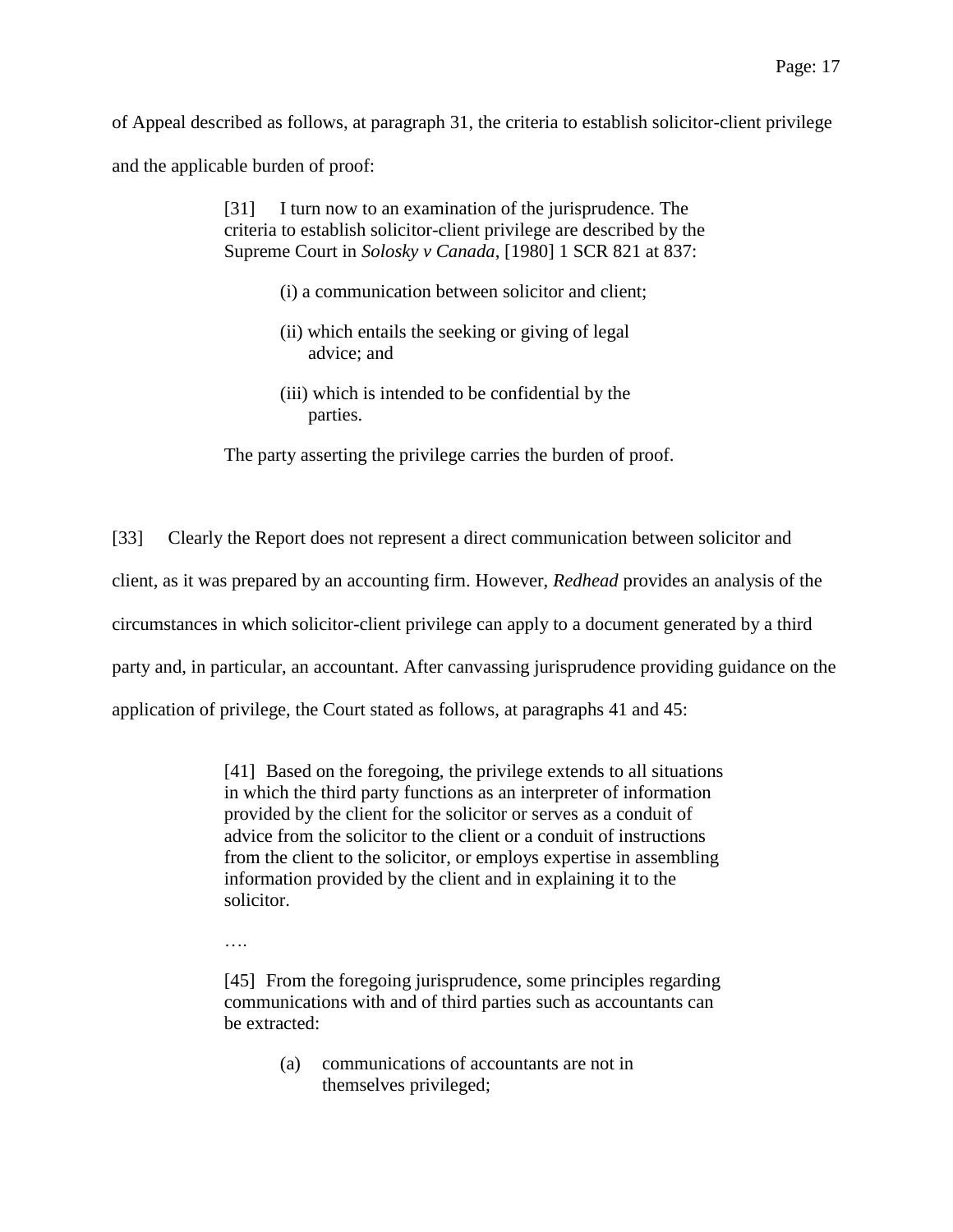of Appeal described as follows, at paragraph 31, the criteria to establish solicitor-client privilege and the applicable burden of proof:

> [31] I turn now to an examination of the jurisprudence. The criteria to establish solicitor-client privilege are described by the Supreme Court in *Solosky v Canada*, [1980] 1 SCR 821 at 837:
>
> (i) a communication between solicitor and client;
>
> (ii) which entails the seeking or giving of legal advice; and
>
> (iii) which is intended to be confidential by the parties.
>
> The party asserting the privilege carries the burden of proof.

[33] Clearly the Report does not represent a direct communication between solicitor and client, as it was prepared by an accounting firm. However, *Redhead* provides an analysis of the circumstances in which solicitor-client privilege can apply to a document generated by a third party and, in particular, an accountant. After canvassing jurisprudence providing guidance on the application of privilege, the Court stated as follows, at paragraphs 41 and 45:

> [41] Based on the foregoing, the privilege extends to all situations in which the third party functions as an interpreter of information provided by the client for the solicitor or serves as a conduit of advice from the solicitor to the client or a conduit of instructions from the client to the solicitor, or employs expertise in assembling information provided by the client and in explaining it to the solicitor.
>
> ….
>
> [45] From the foregoing jurisprudence, some principles regarding communications with and of third parties such as accountants can be extracted:
>
> (a) communications of accountants are not in themselves privileged;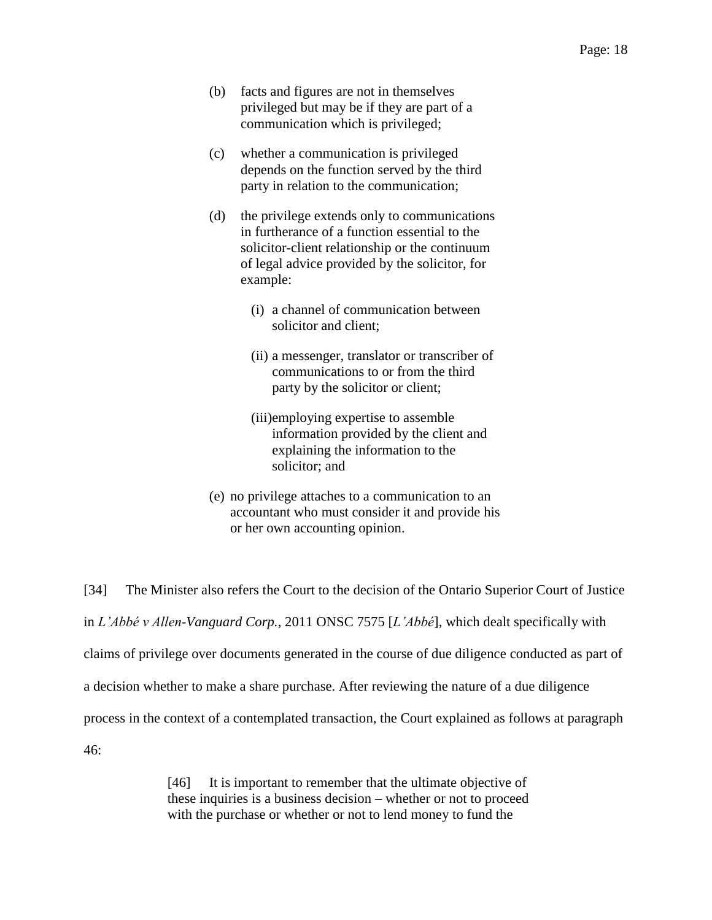> (b) facts and figures are not in themselves privileged but may be if they are part of a communication which is privileged;
>
> (c) whether a communication is privileged depends on the function served by the third party in relation to the communication;
>
> (d) the privilege extends only to communications in furtherance of a function essential to the solicitor-client relationship or the continuum of legal advice provided by the solicitor, for example:
>
> (i) a channel of communication between solicitor and client;
>
> (ii) a messenger, translator or transcriber of communications to or from the third party by the solicitor or client;
>
> (iii) employing expertise to assemble information provided by the client and explaining the information to the solicitor; and
>
> (e) no privilege attaches to a communication to an accountant who must consider it and provide his or her own accounting opinion.

[34] The Minister also refers the Court to the decision of the Ontario Superior Court of Justice in *L'Abbé v Allen-Vanguard Corp.*, 2011 ONSC 7575 [*L'Abbé*], which dealt specifically with claims of privilege over documents generated in the course of due diligence conducted as part of a decision whether to make a share purchase. After reviewing the nature of a due diligence process in the context of a contemplated transaction, the Court explained as follows at paragraph 46:

> [46] It is important to remember that the ultimate objective of these inquiries is a business decision – whether or not to proceed with the purchase or whether or not to lend money to fund the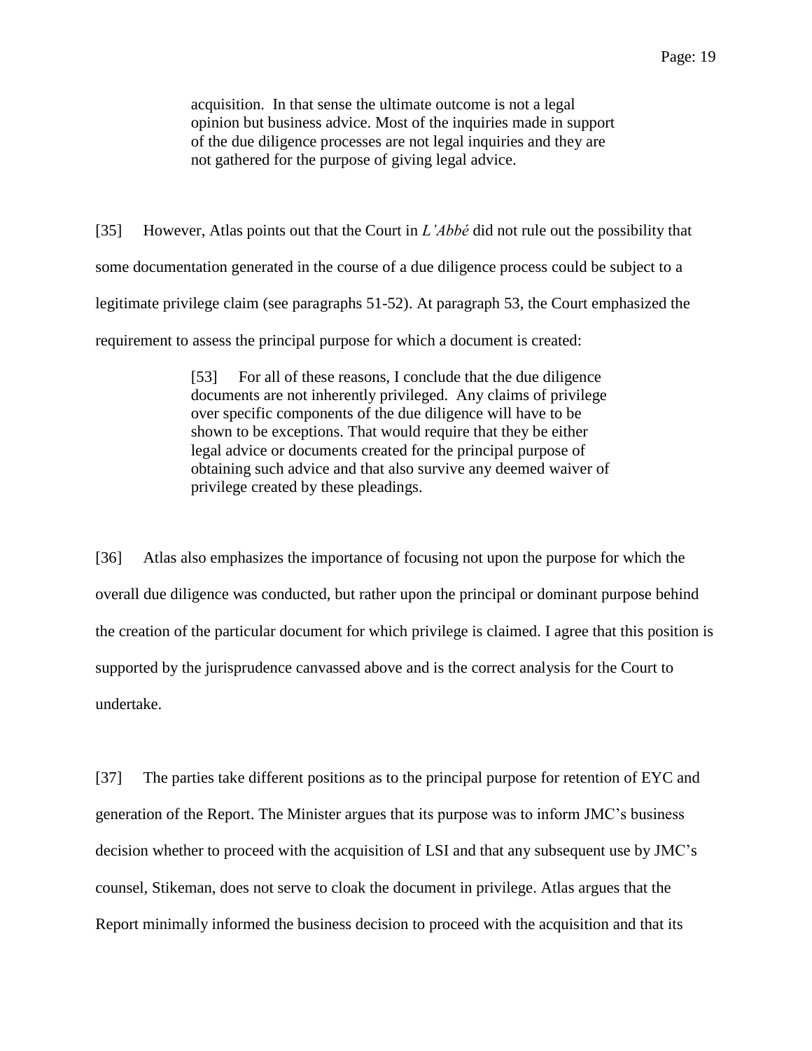> acquisition. In that sense the ultimate outcome is not a legal opinion but business advice. Most of the inquiries made in support of the due diligence processes are not legal inquiries and they are not gathered for the purpose of giving legal advice.

[35] However, Atlas points out that the Court in *L'Abbé* did not rule out the possibility that some documentation generated in the course of a due diligence process could be subject to a legitimate privilege claim (see paragraphs 51-52). At paragraph 53, the Court emphasized the requirement to assess the principal purpose for which a document is created:

> [53] For all of these reasons, I conclude that the due diligence documents are not inherently privileged. Any claims of privilege over specific components of the due diligence will have to be shown to be exceptions. That would require that they be either legal advice or documents created for the principal purpose of obtaining such advice and that also survive any deemed waiver of privilege created by these pleadings.

[36] Atlas also emphasizes the importance of focusing not upon the purpose for which the overall due diligence was conducted, but rather upon the principal or dominant purpose behind the creation of the particular document for which privilege is claimed. I agree that this position is supported by the jurisprudence canvassed above and is the correct analysis for the Court to undertake.

[37] The parties take different positions as to the principal purpose for retention of EYC and generation of the Report. The Minister argues that its purpose was to inform JMC's business decision whether to proceed with the acquisition of LSI and that any subsequent use by JMC's counsel, Stikeman, does not serve to cloak the document in privilege. Atlas argues that the Report minimally informed the business decision to proceed with the acquisition and that its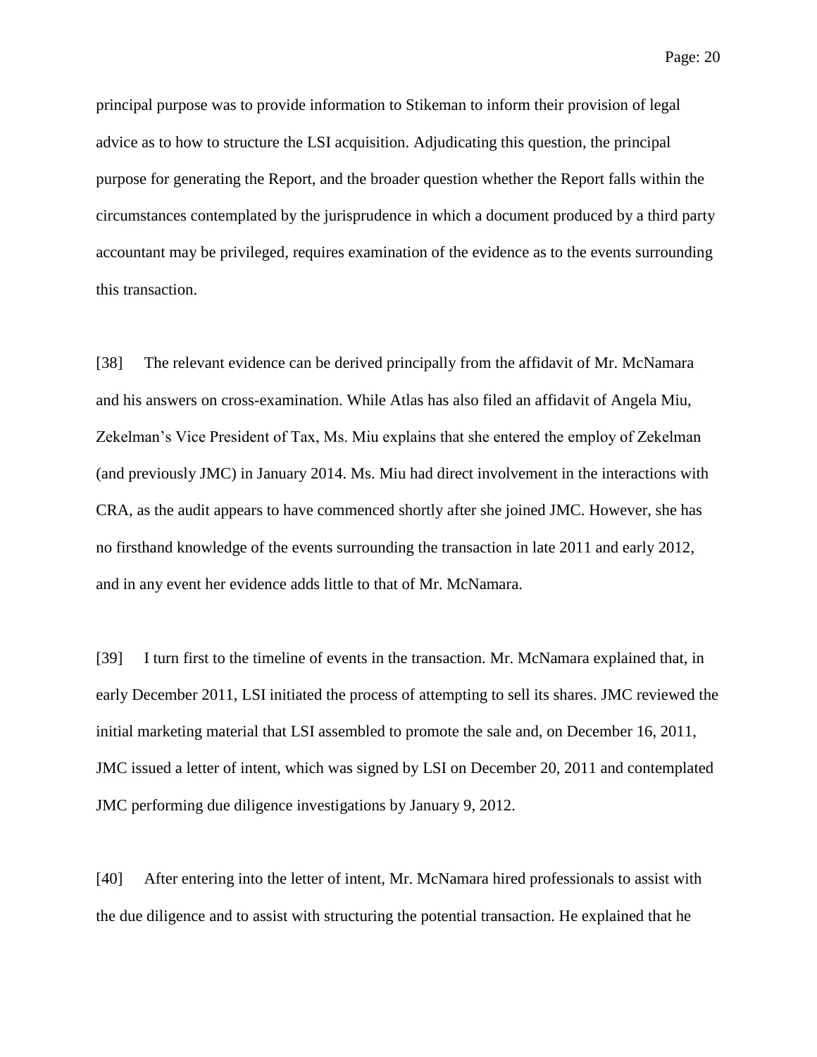principal purpose was to provide information to Stikeman to inform their provision of legal advice as to how to structure the LSI acquisition. Adjudicating this question, the principal purpose for generating the Report, and the broader question whether the Report falls within the circumstances contemplated by the jurisprudence in which a document produced by a third party accountant may be privileged, requires examination of the evidence as to the events surrounding this transaction.

[38] The relevant evidence can be derived principally from the affidavit of Mr. McNamara and his answers on cross-examination. While Atlas has also filed an affidavit of Angela Miu, Zekelman's Vice President of Tax, Ms. Miu explains that she entered the employ of Zekelman (and previously JMC) in January 2014. Ms. Miu had direct involvement in the interactions with CRA, as the audit appears to have commenced shortly after she joined JMC. However, she has no firsthand knowledge of the events surrounding the transaction in late 2011 and early 2012, and in any event her evidence adds little to that of Mr. McNamara.

[39] I turn first to the timeline of events in the transaction. Mr. McNamara explained that, in early December 2011, LSI initiated the process of attempting to sell its shares. JMC reviewed the initial marketing material that LSI assembled to promote the sale and, on December 16, 2011, JMC issued a letter of intent, which was signed by LSI on December 20, 2011 and contemplated JMC performing due diligence investigations by January 9, 2012.

[40] After entering into the letter of intent, Mr. McNamara hired professionals to assist with the due diligence and to assist with structuring the potential transaction. He explained that he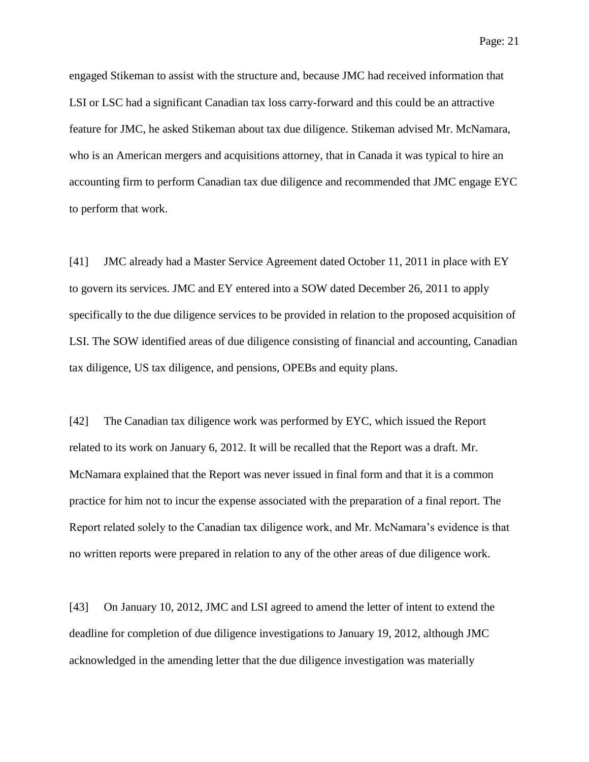engaged Stikeman to assist with the structure and, because JMC had received information that LSI or LSC had a significant Canadian tax loss carry-forward and this could be an attractive feature for JMC, he asked Stikeman about tax due diligence. Stikeman advised Mr. McNamara, who is an American mergers and acquisitions attorney, that in Canada it was typical to hire an accounting firm to perform Canadian tax due diligence and recommended that JMC engage EYC to perform that work.

[41] JMC already had a Master Service Agreement dated October 11, 2011 in place with EY to govern its services. JMC and EY entered into a SOW dated December 26, 2011 to apply specifically to the due diligence services to be provided in relation to the proposed acquisition of LSI. The SOW identified areas of due diligence consisting of financial and accounting, Canadian tax diligence, US tax diligence, and pensions, OPEBs and equity plans.

[42] The Canadian tax diligence work was performed by EYC, which issued the Report related to its work on January 6, 2012. It will be recalled that the Report was a draft. Mr. McNamara explained that the Report was never issued in final form and that it is a common practice for him not to incur the expense associated with the preparation of a final report. The Report related solely to the Canadian tax diligence work, and Mr. McNamara's evidence is that no written reports were prepared in relation to any of the other areas of due diligence work.

[43] On January 10, 2012, JMC and LSI agreed to amend the letter of intent to extend the deadline for completion of due diligence investigations to January 19, 2012, although JMC acknowledged in the amending letter that the due diligence investigation was materially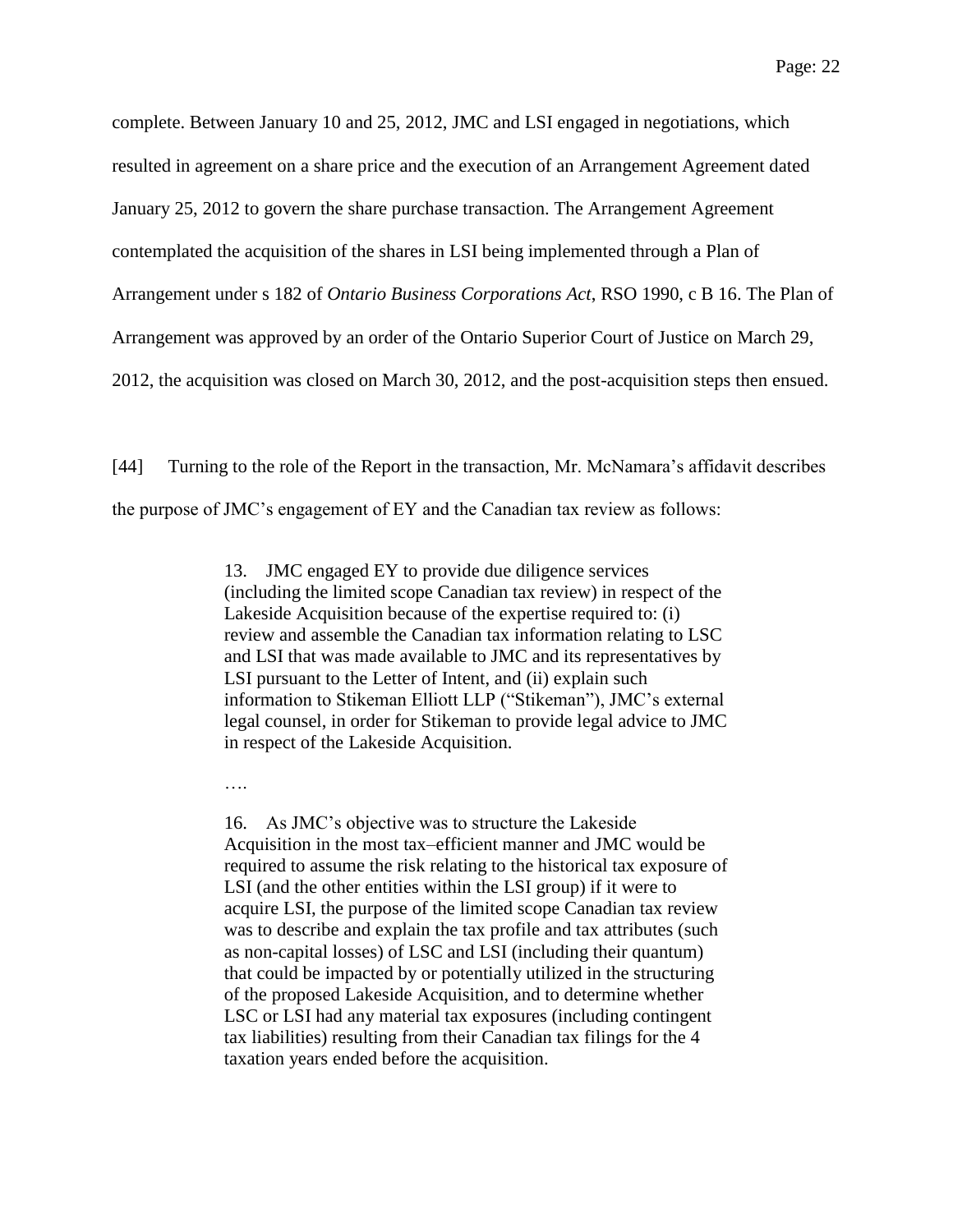complete. Between January 10 and 25, 2012, JMC and LSI engaged in negotiations, which resulted in agreement on a share price and the execution of an Arrangement Agreement dated January 25, 2012 to govern the share purchase transaction. The Arrangement Agreement contemplated the acquisition of the shares in LSI being implemented through a Plan of Arrangement under s 182 of *Ontario Business Corporations Act*, RSO 1990, c B 16. The Plan of Arrangement was approved by an order of the Ontario Superior Court of Justice on March 29, 2012, the acquisition was closed on March 30, 2012, and the post-acquisition steps then ensued.

[44] Turning to the role of the Report in the transaction, Mr. McNamara's affidavit describes the purpose of JMC's engagement of EY and the Canadian tax review as follows:

> 13. JMC engaged EY to provide due diligence services (including the limited scope Canadian tax review) in respect of the Lakeside Acquisition because of the expertise required to: (i) review and assemble the Canadian tax information relating to LSC and LSI that was made available to JMC and its representatives by LSI pursuant to the Letter of Intent, and (ii) explain such information to Stikeman Elliott LLP ("Stikeman"), JMC's external legal counsel, in order for Stikeman to provide legal advice to JMC in respect of the Lakeside Acquisition.
>
> ….
>
> 16. As JMC's objective was to structure the Lakeside Acquisition in the most tax–efficient manner and JMC would be required to assume the risk relating to the historical tax exposure of LSI (and the other entities within the LSI group) if it were to acquire LSI, the purpose of the limited scope Canadian tax review was to describe and explain the tax profile and tax attributes (such as non-capital losses) of LSC and LSI (including their quantum) that could be impacted by or potentially utilized in the structuring of the proposed Lakeside Acquisition, and to determine whether LSC or LSI had any material tax exposures (including contingent tax liabilities) resulting from their Canadian tax filings for the 4 taxation years ended before the acquisition.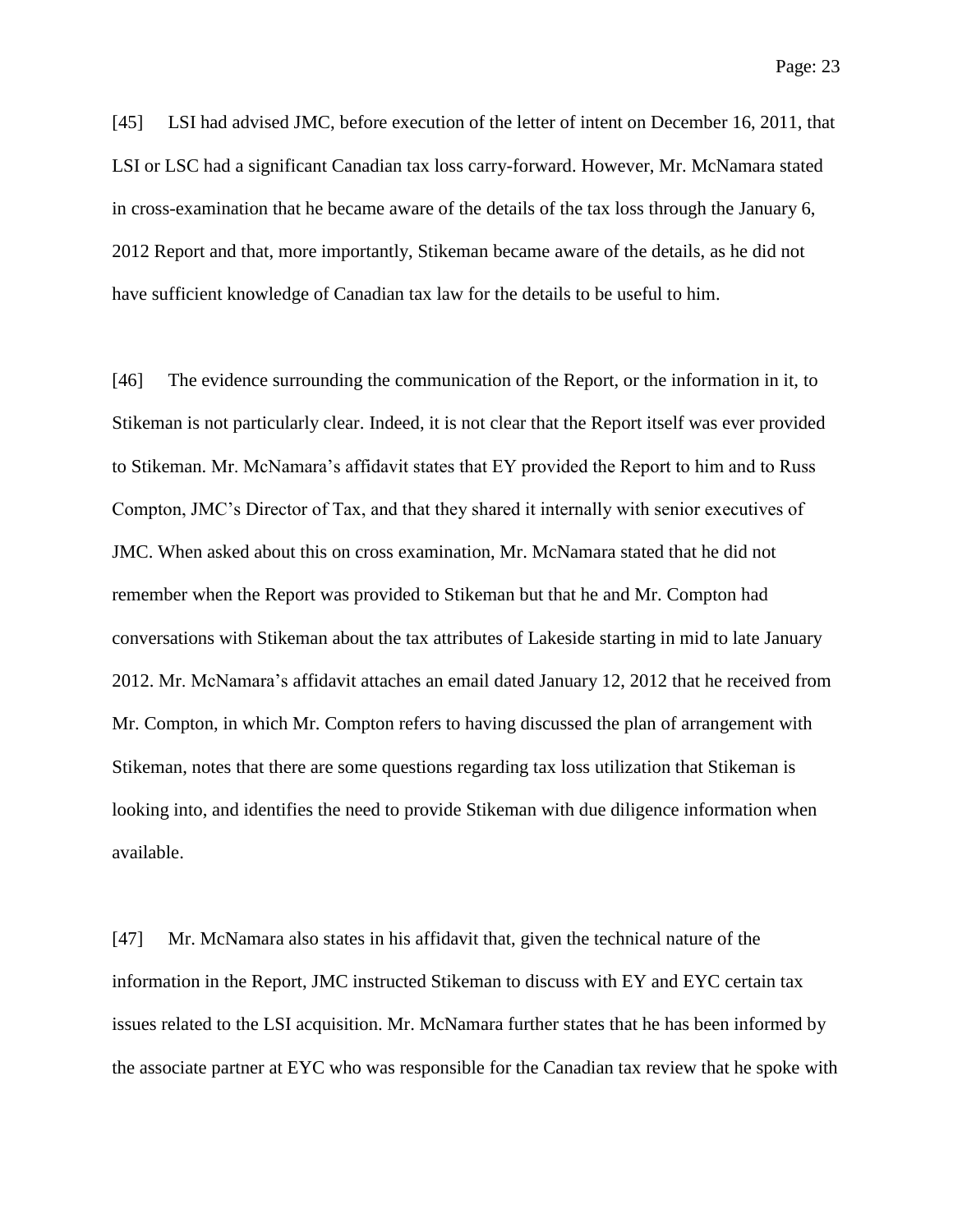[45] LSI had advised JMC, before execution of the letter of intent on December 16, 2011, that LSI or LSC had a significant Canadian tax loss carry-forward. However, Mr. McNamara stated in cross-examination that he became aware of the details of the tax loss through the January 6, 2012 Report and that, more importantly, Stikeman became aware of the details, as he did not have sufficient knowledge of Canadian tax law for the details to be useful to him.

[46] The evidence surrounding the communication of the Report, or the information in it, to Stikeman is not particularly clear. Indeed, it is not clear that the Report itself was ever provided to Stikeman. Mr. McNamara's affidavit states that EY provided the Report to him and to Russ Compton, JMC's Director of Tax, and that they shared it internally with senior executives of JMC. When asked about this on cross examination, Mr. McNamara stated that he did not remember when the Report was provided to Stikeman but that he and Mr. Compton had conversations with Stikeman about the tax attributes of Lakeside starting in mid to late January 2012. Mr. McNamara's affidavit attaches an email dated January 12, 2012 that he received from Mr. Compton, in which Mr. Compton refers to having discussed the plan of arrangement with Stikeman, notes that there are some questions regarding tax loss utilization that Stikeman is looking into, and identifies the need to provide Stikeman with due diligence information when available.

[47] Mr. McNamara also states in his affidavit that, given the technical nature of the information in the Report, JMC instructed Stikeman to discuss with EY and EYC certain tax issues related to the LSI acquisition. Mr. McNamara further states that he has been informed by the associate partner at EYC who was responsible for the Canadian tax review that he spoke with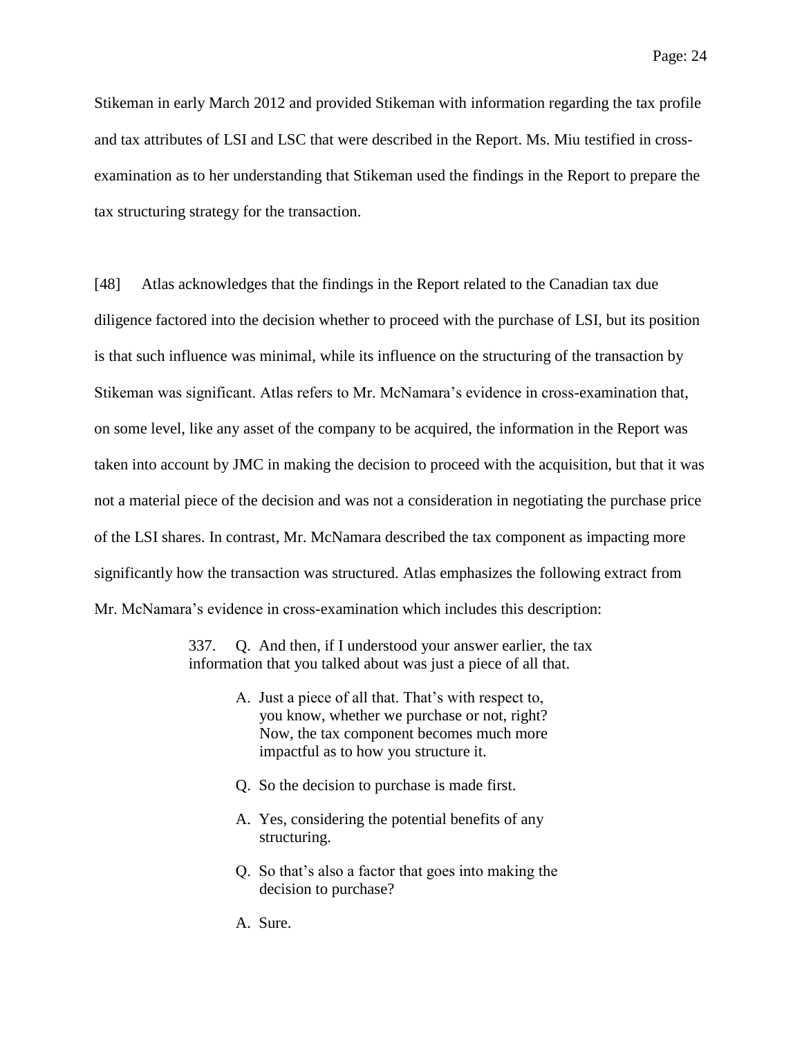Stikeman in early March 2012 and provided Stikeman with information regarding the tax profile and tax attributes of LSI and LSC that were described in the Report. Ms. Miu testified in cross-examination as to her understanding that Stikeman used the findings in the Report to prepare the tax structuring strategy for the transaction.

[48] Atlas acknowledges that the findings in the Report related to the Canadian tax due diligence factored into the decision whether to proceed with the purchase of LSI, but its position is that such influence was minimal, while its influence on the structuring of the transaction by Stikeman was significant. Atlas refers to Mr. McNamara's evidence in cross-examination that, on some level, like any asset of the company to be acquired, the information in the Report was taken into account by JMC in making the decision to proceed with the acquisition, but that it was not a material piece of the decision and was not a consideration in negotiating the purchase price of the LSI shares. In contrast, Mr. McNamara described the tax component as impacting more significantly how the transaction was structured. Atlas emphasizes the following extract from Mr. McNamara's evidence in cross-examination which includes this description:

> 337. Q. And then, if I understood your answer earlier, the tax information that you talked about was just a piece of all that.
>
> A. Just a piece of all that. That's with respect to, you know, whether we purchase or not, right? Now, the tax component becomes much more impactful as to how you structure it.
>
> Q. So the decision to purchase is made first.
>
> A. Yes, considering the potential benefits of any structuring.
>
> Q. So that's also a factor that goes into making the decision to purchase?
>
> A. Sure.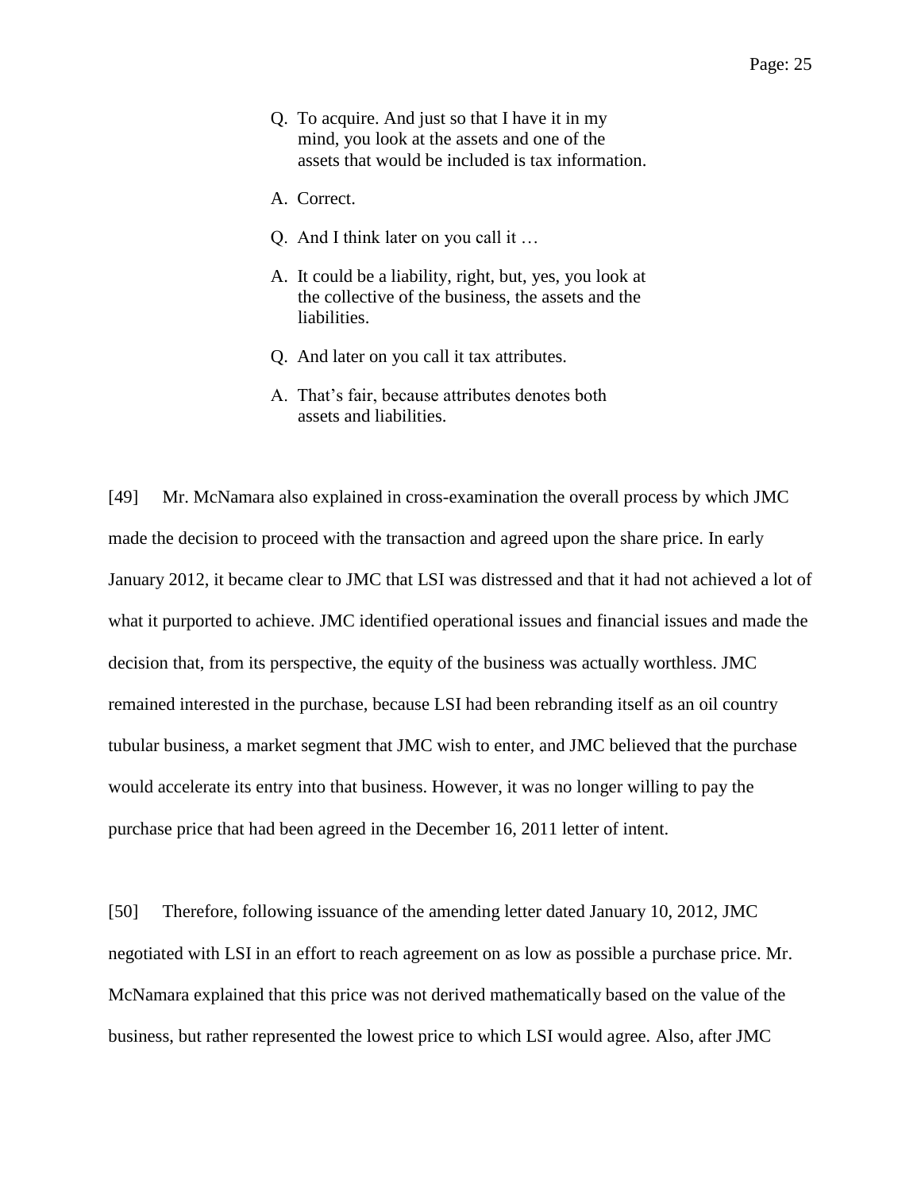> Q. To acquire. And just so that I have it in my mind, you look at the assets and one of the assets that would be included is tax information.
>
> A. Correct.
>
> Q. And I think later on you call it …
>
> A. It could be a liability, right, but, yes, you look at the collective of the business, the assets and the liabilities.
>
> Q. And later on you call it tax attributes.
>
> A. That's fair, because attributes denotes both assets and liabilities.

[49] Mr. McNamara also explained in cross-examination the overall process by which JMC made the decision to proceed with the transaction and agreed upon the share price. In early January 2012, it became clear to JMC that LSI was distressed and that it had not achieved a lot of what it purported to achieve. JMC identified operational issues and financial issues and made the decision that, from its perspective, the equity of the business was actually worthless. JMC remained interested in the purchase, because LSI had been rebranding itself as an oil country tubular business, a market segment that JMC wish to enter, and JMC believed that the purchase would accelerate its entry into that business. However, it was no longer willing to pay the purchase price that had been agreed in the December 16, 2011 letter of intent.

[50] Therefore, following issuance of the amending letter dated January 10, 2012, JMC negotiated with LSI in an effort to reach agreement on as low as possible a purchase price. Mr. McNamara explained that this price was not derived mathematically based on the value of the business, but rather represented the lowest price to which LSI would agree. Also, after JMC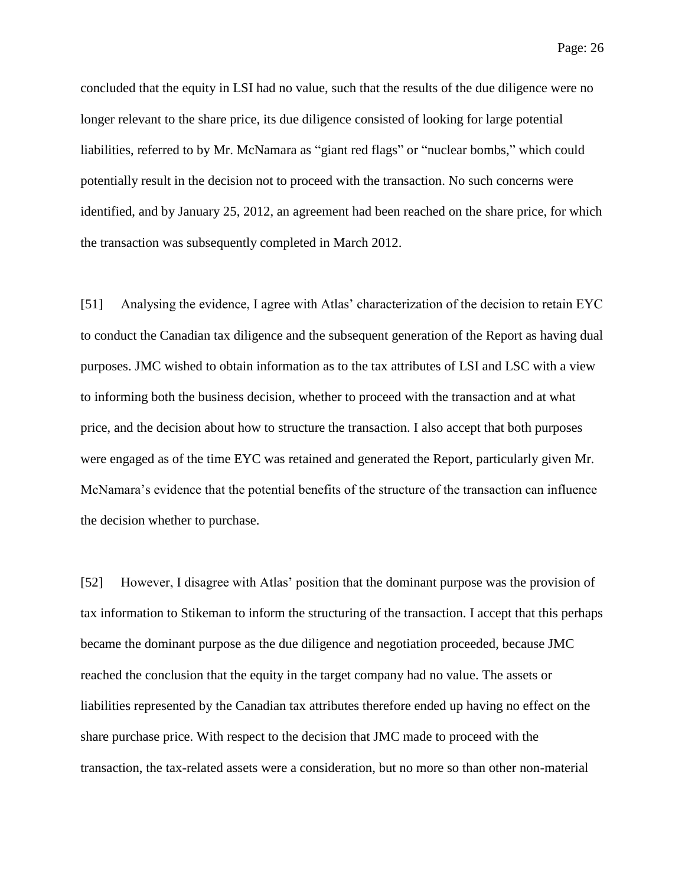concluded that the equity in LSI had no value, such that the results of the due diligence were no longer relevant to the share price, its due diligence consisted of looking for large potential liabilities, referred to by Mr. McNamara as "giant red flags" or "nuclear bombs," which could potentially result in the decision not to proceed with the transaction. No such concerns were identified, and by January 25, 2012, an agreement had been reached on the share price, for which the transaction was subsequently completed in March 2012.

[51] Analysing the evidence, I agree with Atlas' characterization of the decision to retain EYC to conduct the Canadian tax diligence and the subsequent generation of the Report as having dual purposes. JMC wished to obtain information as to the tax attributes of LSI and LSC with a view to informing both the business decision, whether to proceed with the transaction and at what price, and the decision about how to structure the transaction. I also accept that both purposes were engaged as of the time EYC was retained and generated the Report, particularly given Mr. McNamara's evidence that the potential benefits of the structure of the transaction can influence the decision whether to purchase.

[52] However, I disagree with Atlas' position that the dominant purpose was the provision of tax information to Stikeman to inform the structuring of the transaction. I accept that this perhaps became the dominant purpose as the due diligence and negotiation proceeded, because JMC reached the conclusion that the equity in the target company had no value. The assets or liabilities represented by the Canadian tax attributes therefore ended up having no effect on the share purchase price. With respect to the decision that JMC made to proceed with the transaction, the tax-related assets were a consideration, but no more so than other non-material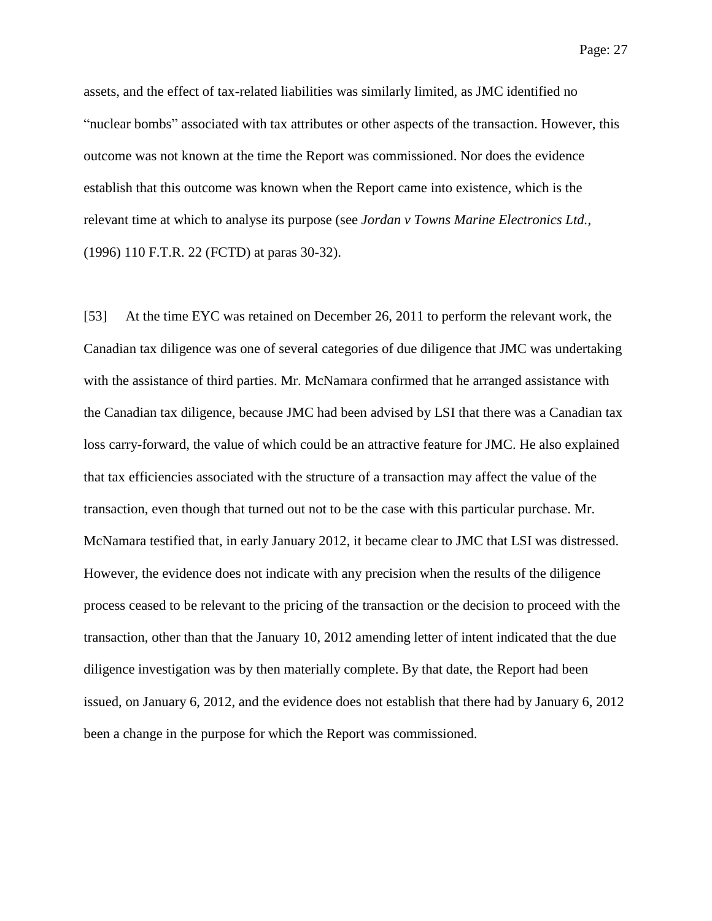assets, and the effect of tax-related liabilities was similarly limited, as JMC identified no "nuclear bombs" associated with tax attributes or other aspects of the transaction. However, this outcome was not known at the time the Report was commissioned. Nor does the evidence establish that this outcome was known when the Report came into existence, which is the relevant time at which to analyse its purpose (see *Jordan v Towns Marine Electronics Ltd.*, (1996) 110 F.T.R. 22 (FCTD) at paras 30-32).

[53] At the time EYC was retained on December 26, 2011 to perform the relevant work, the Canadian tax diligence was one of several categories of due diligence that JMC was undertaking with the assistance of third parties. Mr. McNamara confirmed that he arranged assistance with the Canadian tax diligence, because JMC had been advised by LSI that there was a Canadian tax loss carry-forward, the value of which could be an attractive feature for JMC. He also explained that tax efficiencies associated with the structure of a transaction may affect the value of the transaction, even though that turned out not to be the case with this particular purchase. Mr. McNamara testified that, in early January 2012, it became clear to JMC that LSI was distressed. However, the evidence does not indicate with any precision when the results of the diligence process ceased to be relevant to the pricing of the transaction or the decision to proceed with the transaction, other than that the January 10, 2012 amending letter of intent indicated that the due diligence investigation was by then materially complete. By that date, the Report had been issued, on January 6, 2012, and the evidence does not establish that there had by January 6, 2012 been a change in the purpose for which the Report was commissioned.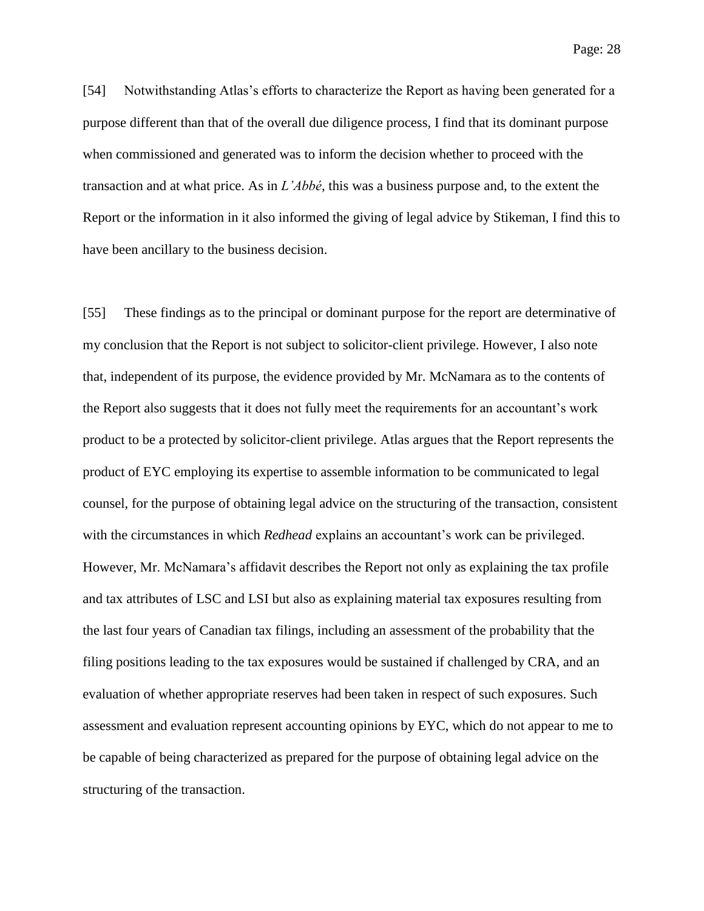[54] Notwithstanding Atlas's efforts to characterize the Report as having been generated for a purpose different than that of the overall due diligence process, I find that its dominant purpose when commissioned and generated was to inform the decision whether to proceed with the transaction and at what price. As in *L'Abbé*, this was a business purpose and, to the extent the Report or the information in it also informed the giving of legal advice by Stikeman, I find this to have been ancillary to the business decision.

[55] These findings as to the principal or dominant purpose for the report are determinative of my conclusion that the Report is not subject to solicitor-client privilege. However, I also note that, independent of its purpose, the evidence provided by Mr. McNamara as to the contents of the Report also suggests that it does not fully meet the requirements for an accountant's work product to be a protected by solicitor-client privilege. Atlas argues that the Report represents the product of EYC employing its expertise to assemble information to be communicated to legal counsel, for the purpose of obtaining legal advice on the structuring of the transaction, consistent with the circumstances in which *Redhead* explains an accountant's work can be privileged. However, Mr. McNamara's affidavit describes the Report not only as explaining the tax profile and tax attributes of LSC and LSI but also as explaining material tax exposures resulting from the last four years of Canadian tax filings, including an assessment of the probability that the filing positions leading to the tax exposures would be sustained if challenged by CRA, and an evaluation of whether appropriate reserves had been taken in respect of such exposures. Such assessment and evaluation represent accounting opinions by EYC, which do not appear to me to be capable of being characterized as prepared for the purpose of obtaining legal advice on the structuring of the transaction.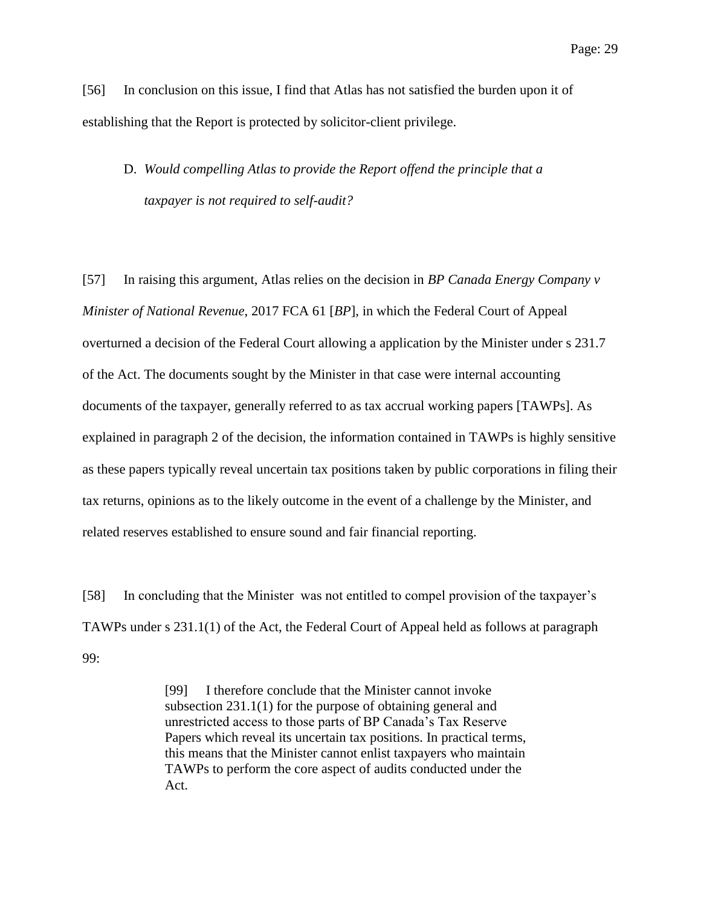[56] In conclusion on this issue, I find that Atlas has not satisfied the burden upon it of establishing that the Report is protected by solicitor-client privilege.

D. *Would compelling Atlas to provide the Report offend the principle that a taxpayer is not required to self-audit?*

[57] In raising this argument, Atlas relies on the decision in *BP Canada Energy Company v Minister of National Revenue*, 2017 FCA 61 [*BP*], in which the Federal Court of Appeal overturned a decision of the Federal Court allowing a application by the Minister under s 231.7 of the Act. The documents sought by the Minister in that case were internal accounting documents of the taxpayer, generally referred to as tax accrual working papers [TAWPs]. As explained in paragraph 2 of the decision, the information contained in TAWPs is highly sensitive as these papers typically reveal uncertain tax positions taken by public corporations in filing their tax returns, opinions as to the likely outcome in the event of a challenge by the Minister, and related reserves established to ensure sound and fair financial reporting.

[58] In concluding that the Minister was not entitled to compel provision of the taxpayer's TAWPs under s 231.1(1) of the Act, the Federal Court of Appeal held as follows at paragraph 99:

> [99] I therefore conclude that the Minister cannot invoke subsection 231.1(1) for the purpose of obtaining general and unrestricted access to those parts of BP Canada's Tax Reserve Papers which reveal its uncertain tax positions. In practical terms, this means that the Minister cannot enlist taxpayers who maintain TAWPs to perform the core aspect of audits conducted under the Act.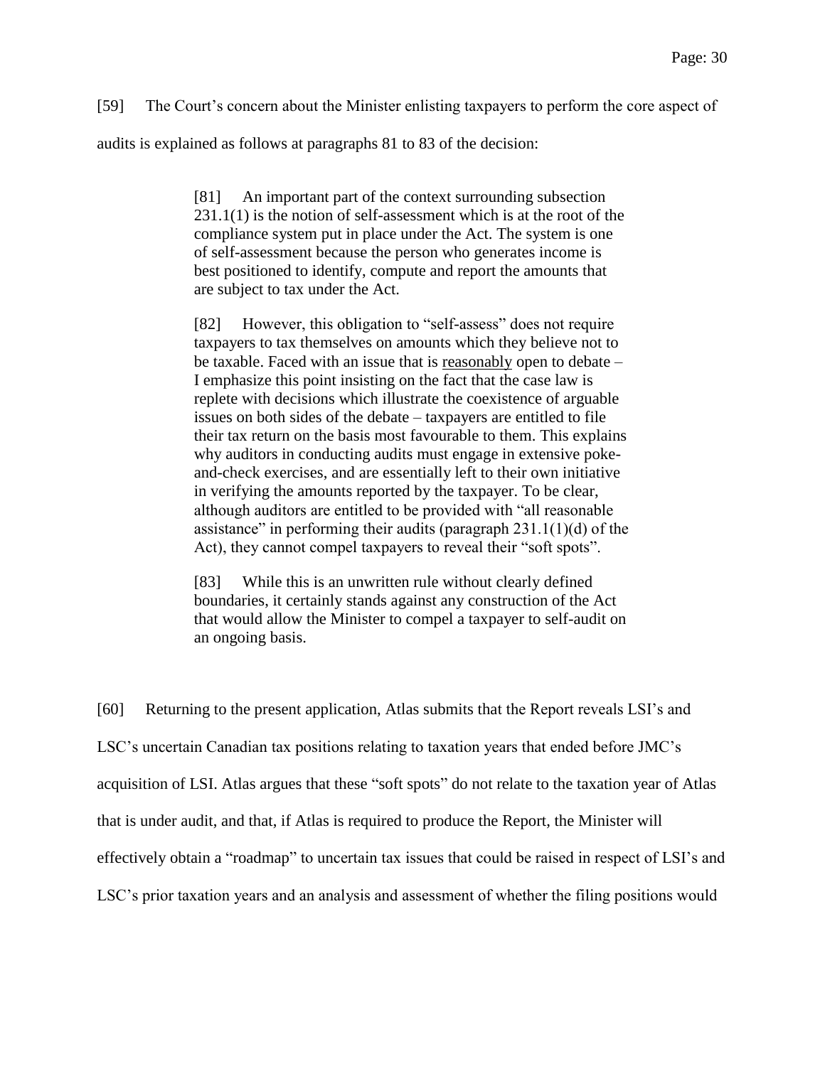[59] The Court's concern about the Minister enlisting taxpayers to perform the core aspect of audits is explained as follows at paragraphs 81 to 83 of the decision:

> [81] An important part of the context surrounding subsection 231.1(1) is the notion of self-assessment which is at the root of the compliance system put in place under the Act. The system is one of self-assessment because the person who generates income is best positioned to identify, compute and report the amounts that are subject to tax under the Act.
>
> [82] However, this obligation to "self-assess" does not require taxpayers to tax themselves on amounts which they believe not to be taxable. Faced with an issue that is <u>reasonably</u> open to debate – I emphasize this point insisting on the fact that the case law is replete with decisions which illustrate the coexistence of arguable issues on both sides of the debate – taxpayers are entitled to file their tax return on the basis most favourable to them. This explains why auditors in conducting audits must engage in extensive poke-and-check exercises, and are essentially left to their own initiative in verifying the amounts reported by the taxpayer. To be clear, although auditors are entitled to be provided with "all reasonable assistance" in performing their audits (paragraph 231.1(1)(d) of the Act), they cannot compel taxpayers to reveal their "soft spots".
>
> [83] While this is an unwritten rule without clearly defined boundaries, it certainly stands against any construction of the Act that would allow the Minister to compel a taxpayer to self-audit on an ongoing basis.

[60] Returning to the present application, Atlas submits that the Report reveals LSI's and LSC's uncertain Canadian tax positions relating to taxation years that ended before JMC's acquisition of LSI. Atlas argues that these "soft spots" do not relate to the taxation year of Atlas that is under audit, and that, if Atlas is required to produce the Report, the Minister will effectively obtain a "roadmap" to uncertain tax issues that could be raised in respect of LSI's and LSC's prior taxation years and an analysis and assessment of whether the filing positions would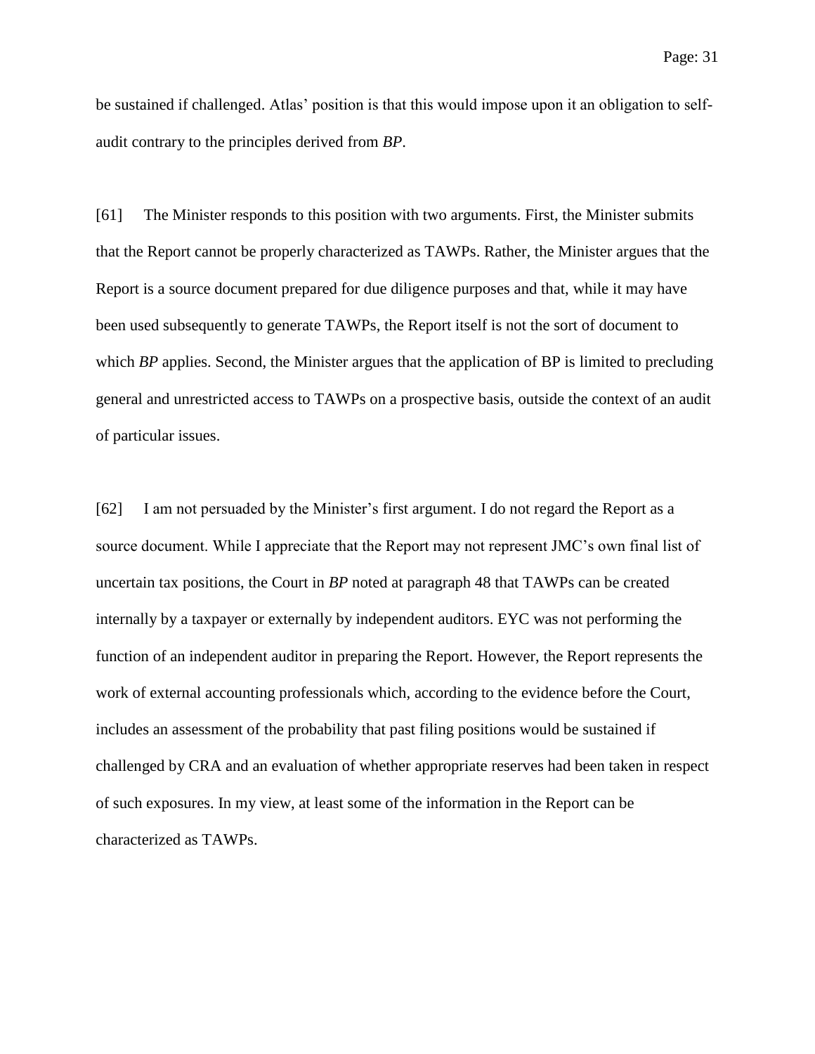be sustained if challenged. Atlas' position is that this would impose upon it an obligation to self-audit contrary to the principles derived from *BP*.

[61] The Minister responds to this position with two arguments. First, the Minister submits that the Report cannot be properly characterized as TAWPs. Rather, the Minister argues that the Report is a source document prepared for due diligence purposes and that, while it may have been used subsequently to generate TAWPs, the Report itself is not the sort of document to which *BP* applies. Second, the Minister argues that the application of BP is limited to precluding general and unrestricted access to TAWPs on a prospective basis, outside the context of an audit of particular issues.

[62] I am not persuaded by the Minister's first argument. I do not regard the Report as a source document. While I appreciate that the Report may not represent JMC's own final list of uncertain tax positions, the Court in *BP* noted at paragraph 48 that TAWPs can be created internally by a taxpayer or externally by independent auditors. EYC was not performing the function of an independent auditor in preparing the Report. However, the Report represents the work of external accounting professionals which, according to the evidence before the Court, includes an assessment of the probability that past filing positions would be sustained if challenged by CRA and an evaluation of whether appropriate reserves had been taken in respect of such exposures. In my view, at least some of the information in the Report can be characterized as TAWPs.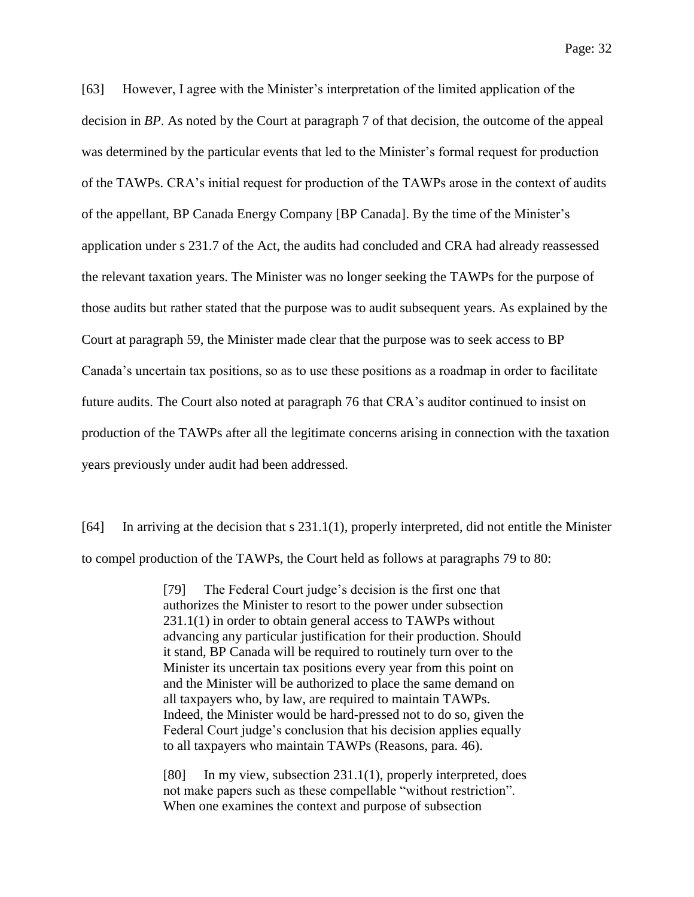[63] However, I agree with the Minister's interpretation of the limited application of the decision in *BP*. As noted by the Court at paragraph 7 of that decision, the outcome of the appeal was determined by the particular events that led to the Minister's formal request for production of the TAWPs. CRA's initial request for production of the TAWPs arose in the context of audits of the appellant, BP Canada Energy Company [BP Canada]. By the time of the Minister's application under s 231.7 of the Act, the audits had concluded and CRA had already reassessed the relevant taxation years. The Minister was no longer seeking the TAWPs for the purpose of those audits but rather stated that the purpose was to audit subsequent years. As explained by the Court at paragraph 59, the Minister made clear that the purpose was to seek access to BP Canada's uncertain tax positions, so as to use these positions as a roadmap in order to facilitate future audits. The Court also noted at paragraph 76 that CRA's auditor continued to insist on production of the TAWPs after all the legitimate concerns arising in connection with the taxation years previously under audit had been addressed.

[64] In arriving at the decision that s 231.1(1), properly interpreted, did not entitle the Minister to compel production of the TAWPs, the Court held as follows at paragraphs 79 to 80:

> [79] The Federal Court judge's decision is the first one that authorizes the Minister to resort to the power under subsection 231.1(1) in order to obtain general access to TAWPs without advancing any particular justification for their production. Should it stand, BP Canada will be required to routinely turn over to the Minister its uncertain tax positions every year from this point on and the Minister will be authorized to place the same demand on all taxpayers who, by law, are required to maintain TAWPs. Indeed, the Minister would be hard-pressed not to do so, given the Federal Court judge's conclusion that his decision applies equally to all taxpayers who maintain TAWPs (Reasons, para. 46).
>
> [80] In my view, subsection 231.1(1), properly interpreted, does not make papers such as these compellable "without restriction". When one examines the context and purpose of subsection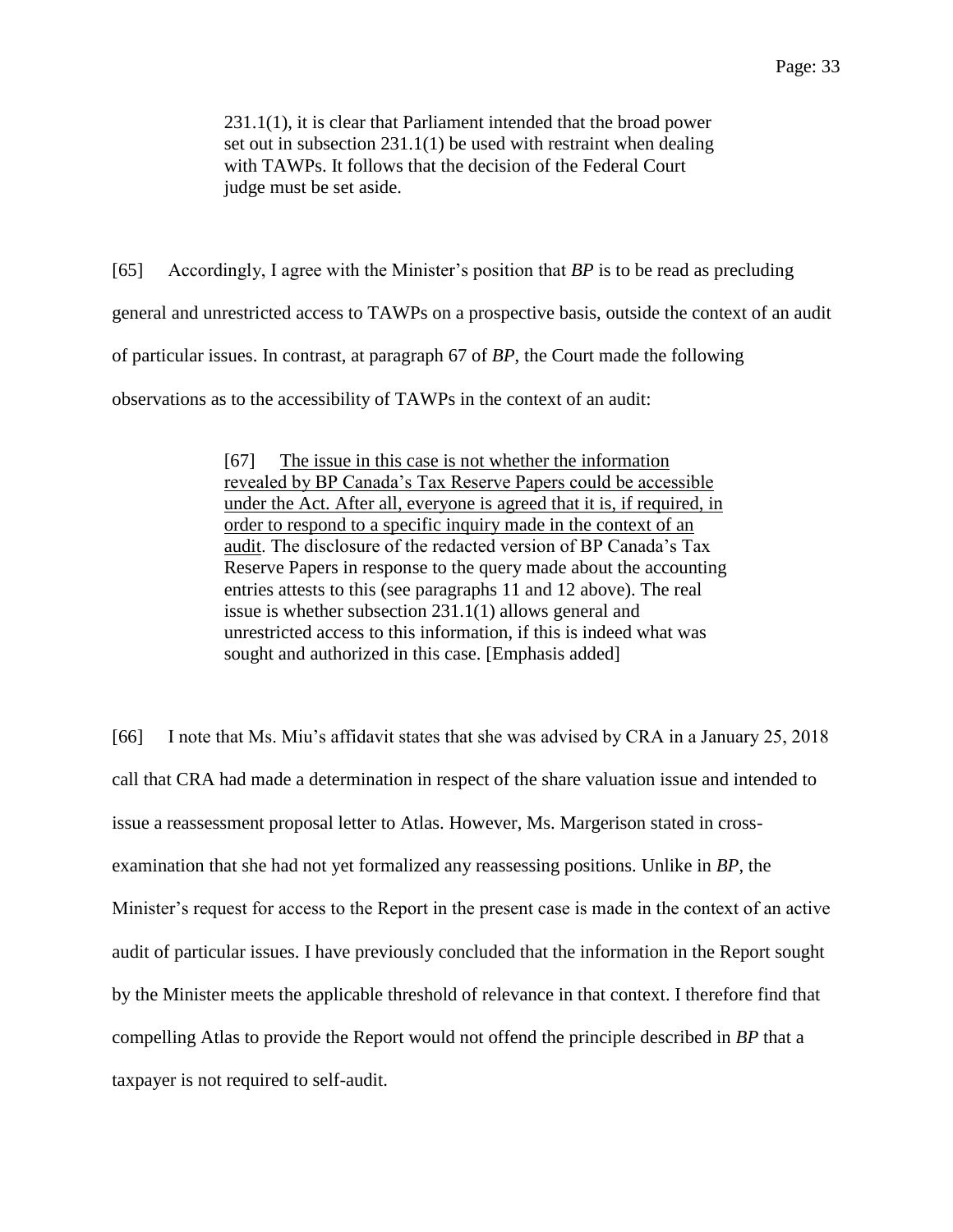> 231.1(1), it is clear that Parliament intended that the broad power set out in subsection 231.1(1) be used with restraint when dealing with TAWPs. It follows that the decision of the Federal Court judge must be set aside.

[65] Accordingly, I agree with the Minister's position that *BP* is to be read as precluding general and unrestricted access to TAWPs on a prospective basis, outside the context of an audit of particular issues. In contrast, at paragraph 67 of *BP*, the Court made the following observations as to the accessibility of TAWPs in the context of an audit:

> [67] <u>The issue in this case is not whether the information revealed by BP Canada's Tax Reserve Papers could be accessible under the Act. After all, everyone is agreed that it is, if required, in order to respond to a specific inquiry made in the context of an audit</u>. The disclosure of the redacted version of BP Canada's Tax Reserve Papers in response to the query made about the accounting entries attests to this (see paragraphs 11 and 12 above). The real issue is whether subsection 231.1(1) allows general and unrestricted access to this information, if this is indeed what was sought and authorized in this case. [Emphasis added]

[66] I note that Ms. Miu's affidavit states that she was advised by CRA in a January 25, 2018 call that CRA had made a determination in respect of the share valuation issue and intended to issue a reassessment proposal letter to Atlas. However, Ms. Margerison stated in cross-examination that she had not yet formalized any reassessing positions. Unlike in *BP*, the Minister's request for access to the Report in the present case is made in the context of an active audit of particular issues. I have previously concluded that the information in the Report sought by the Minister meets the applicable threshold of relevance in that context. I therefore find that compelling Atlas to provide the Report would not offend the principle described in *BP* that a taxpayer is not required to self-audit.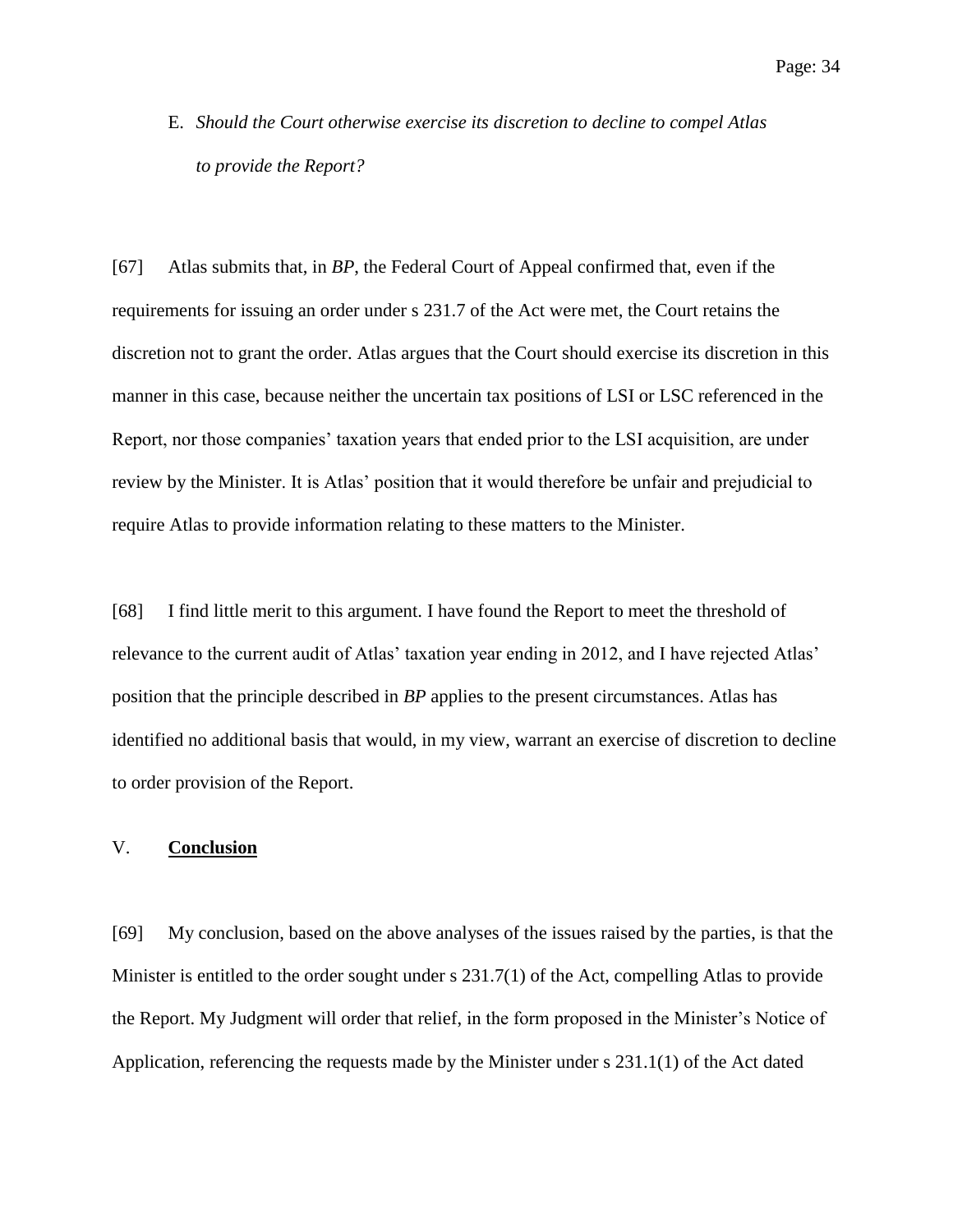### E. *Should the Court otherwise exercise its discretion to decline to compel Atlas to provide the Report?*

[67] Atlas submits that, in *BP*, the Federal Court of Appeal confirmed that, even if the requirements for issuing an order under s 231.7 of the Act were met, the Court retains the discretion not to grant the order. Atlas argues that the Court should exercise its discretion in this manner in this case, because neither the uncertain tax positions of LSI or LSC referenced in the Report, nor those companies' taxation years that ended prior to the LSI acquisition, are under review by the Minister. It is Atlas' position that it would therefore be unfair and prejudicial to require Atlas to provide information relating to these matters to the Minister.

[68] I find little merit to this argument. I have found the Report to meet the threshold of relevance to the current audit of Atlas' taxation year ending in 2012, and I have rejected Atlas' position that the principle described in *BP* applies to the present circumstances. Atlas has identified no additional basis that would, in my view, warrant an exercise of discretion to decline to order provision of the Report.

## V. **Conclusion**

[69] My conclusion, based on the above analyses of the issues raised by the parties, is that the Minister is entitled to the order sought under s 231.7(1) of the Act, compelling Atlas to provide the Report. My Judgment will order that relief, in the form proposed in the Minister's Notice of Application, referencing the requests made by the Minister under s 231.1(1) of the Act dated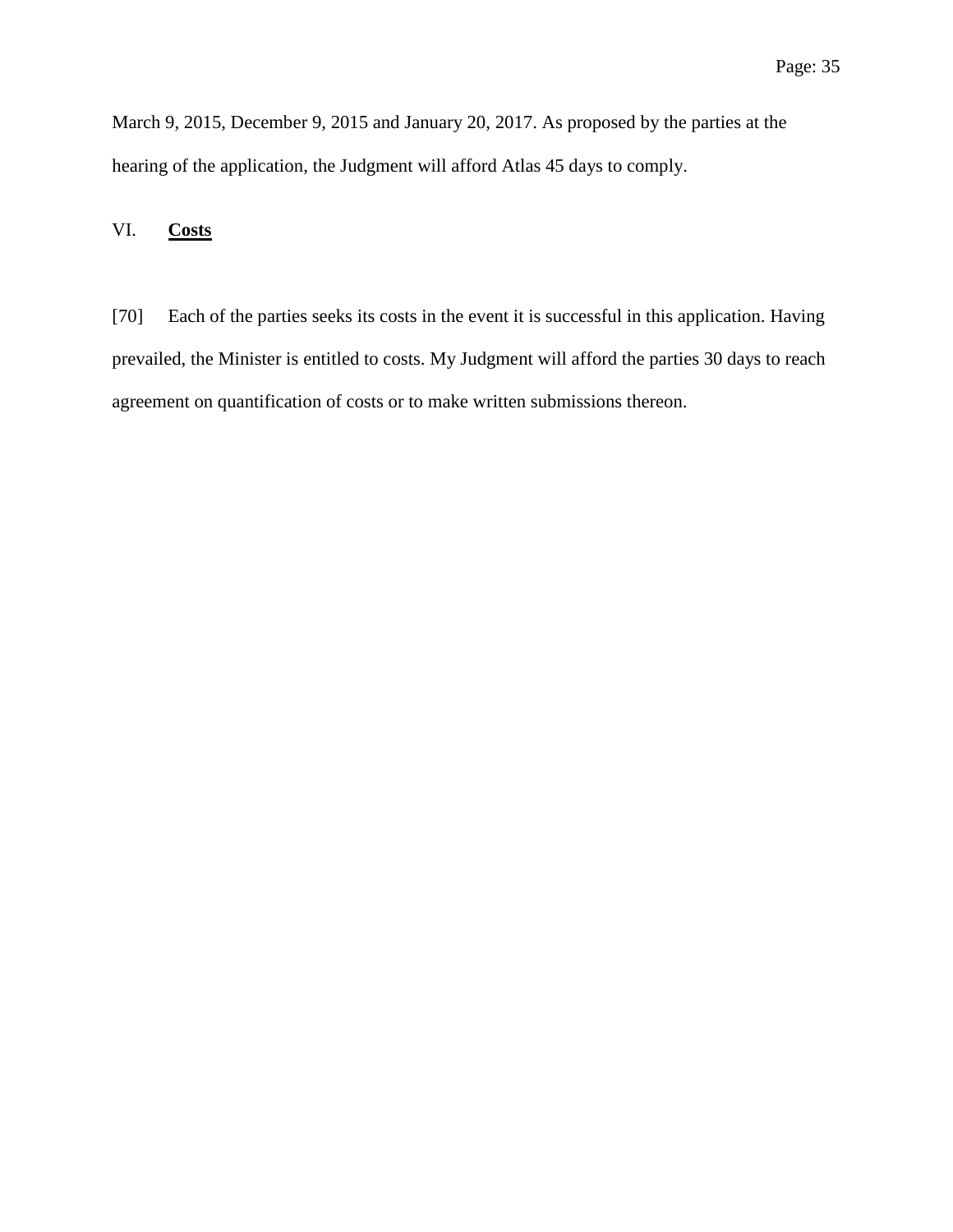March 9, 2015, December 9, 2015 and January 20, 2017. As proposed by the parties at the hearing of the application, the Judgment will afford Atlas 45 days to comply.

## VI. **Costs**

[70] Each of the parties seeks its costs in the event it is successful in this application. Having prevailed, the Minister is entitled to costs. My Judgment will afford the parties 30 days to reach agreement on quantification of costs or to make written submissions thereon.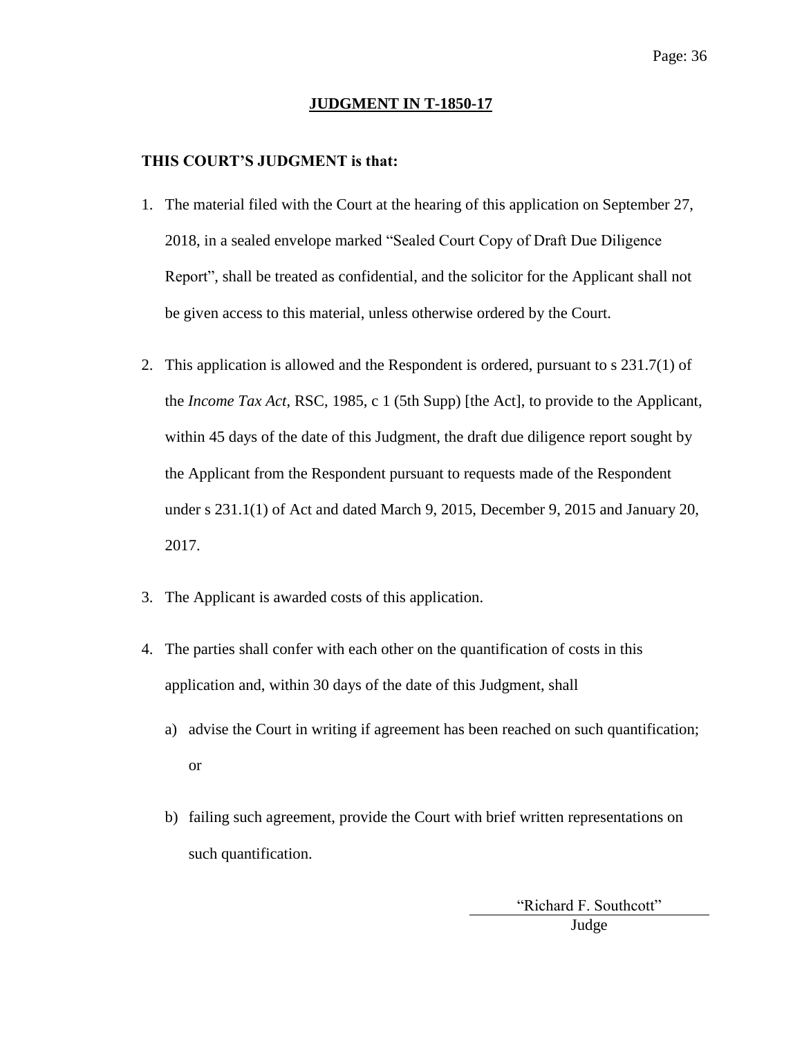## JUDGMENT IN T-1850-17

**THIS COURT'S JUDGMENT is that:**

1. The material filed with the Court at the hearing of this application on September 27, 2018, in a sealed envelope marked "Sealed Court Copy of Draft Due Diligence Report", shall be treated as confidential, and the solicitor for the Applicant shall not be given access to this material, unless otherwise ordered by the Court.

2. This application is allowed and the Respondent is ordered, pursuant to s 231.7(1) of the *Income Tax Act*, RSC, 1985, c 1 (5th Supp) [the Act], to provide to the Applicant, within 45 days of the date of this Judgment, the draft due diligence report sought by the Applicant from the Respondent pursuant to requests made of the Respondent under s 231.1(1) of Act and dated March 9, 2015, December 9, 2015 and January 20, 2017.

3. The Applicant is awarded costs of this application.

4. The parties shall confer with each other on the quantification of costs in this application and, within 30 days of the date of this Judgment, shall

   a) advise the Court in writing if agreement has been reached on such quantification; or

   b) failing such agreement, provide the Court with brief written representations on such quantification.

"Richard F. Southcott"
Judge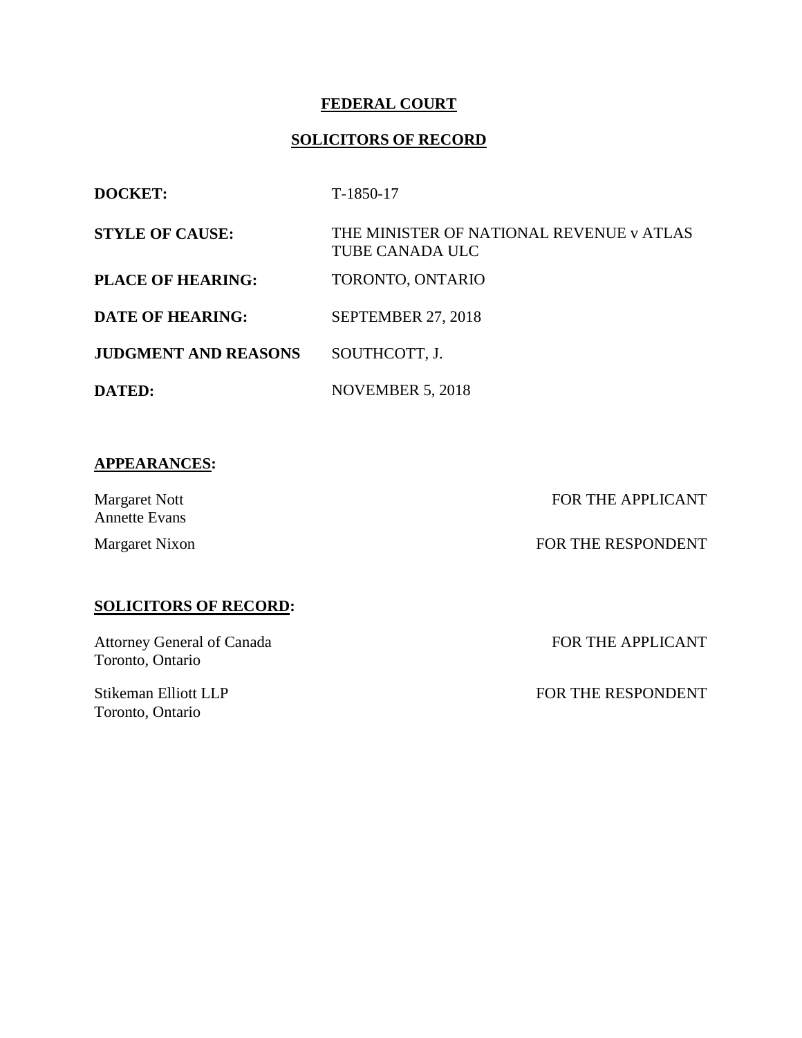# FEDERAL COURT

## SOLICITORS OF RECORD

| | |
|---|---|
| **DOCKET:** | T-1850-17 |
| **STYLE OF CAUSE:** | THE MINISTER OF NATIONAL REVENUE v ATLAS TUBE CANADA ULC |
| **PLACE OF HEARING:** | TORONTO, ONTARIO |
| **DATE OF HEARING:** | SEPTEMBER 27, 2018 |
| **JUDGMENT AND REASONS** | SOUTHCOTT, J. |
| **DATED:** | NOVEMBER 5, 2018 |

**APPEARANCES:**

| | |
|---|---|
| Margaret Nott<br>Annette Evans | FOR THE APPLICANT |
| Margaret Nixon | FOR THE RESPONDENT |

**SOLICITORS OF RECORD:**

| | |
|---|---|
| Attorney General of Canada<br>Toronto, Ontario | FOR THE APPLICANT |
| Stikeman Elliott LLP<br>Toronto, Ontario | FOR THE RESPONDENT |